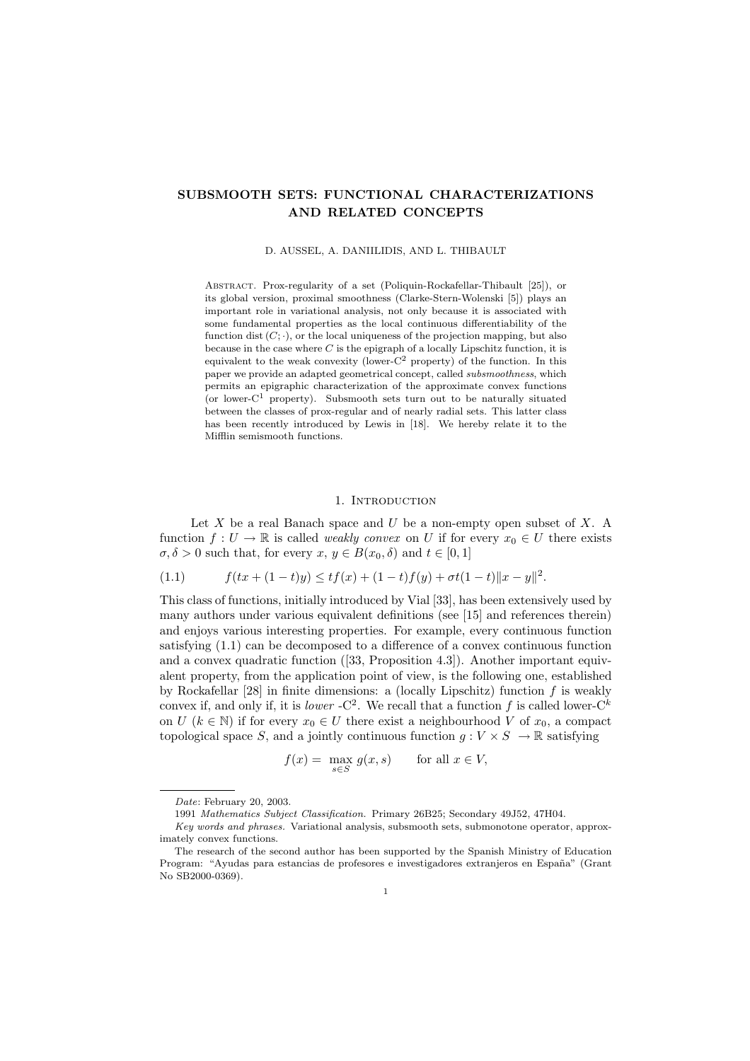# SUBSMOOTH SETS: FUNCTIONAL CHARACTERIZATIONS AND RELATED CONCEPTS

D. AUSSEL, A. DANIILIDIS, AND L. THIBAULT

ABSTRACT. Prox-regularity of a set (Poliquin-Rockafellar-Thibault [25]), or its global version, proximal smoothness (Clarke-Stern-Wolenski [5]) plays an important role in variational analysis, not only because it is associated with some fundamental properties as the local continuous differentiability of the function dist $(C;\cdot)$, or the local uniqueness of the projection mapping, but also because in the case where $C$ is the epigraph of a locally Lipschitz function, it is equivalent to the weak convexity (lower-C$^2$ property) of the function. In this paper we provide an adapted geometrical concept, called *subsmoothness*, which permits an epigraphic characterization of the approximate convex functions (or lower-C$^1$ property). Subsmooth sets turn out to be naturally situated between the classes of prox-regular and of nearly radial sets. This latter class has been recently introduced by Lewis in [18]. We hereby relate it to the Mifflin semismooth functions.

## 1. Introduction

Let $X$ be a real Banach space and $U$ be a non-empty open subset of $X$. A function $f : U \to \mathbb{R}$ is called *weakly convex* on $U$ if for every $x_0 \in U$ there exists $\sigma, \delta > 0$ such that, for every $x,\, y \in B(x_0, \delta)$ and $t \in [0, 1]$

$$f(tx + (1 - t)y) \leq tf(x) + (1 - t)f(y) + \sigma t(1 - t)\|x - y\|^2. \tag{1.1}$$

This class of functions, initially introduced by Vial [33], has been extensively used by many authors under various equivalent definitions (see [15] and references therein) and enjoys various interesting properties. For example, every continuous function satisfying (1.1) can be decomposed to a difference of a convex continuous function and a convex quadratic function ([33, Proposition 4.3]). Another important equivalent property, from the application point of view, is the following one, established by Rockafellar [28] in finite dimensions: a (locally Lipschitz) function $f$ is weakly convex if, and only if, it is *lower* -C$^2$. We recall that a function $f$ is called lower-C$^k$ on $U$ ($k \in \mathbb{N}$) if for every $x_0 \in U$ there exist a neighbourhood $V$ of $x_0$, a compact topological space $S$, and a jointly continuous function $g : V \times S \to \mathbb{R}$ satisfying

$$f(x) = \max_{s \in S} g(x, s) \qquad \text{for all } x \in V,$$

---

*Date*: February 20, 2003.

1991 *Mathematics Subject Classification.* Primary 26B25; Secondary 49J52, 47H04.

*Key words and phrases.* Variational analysis, subsmooth sets, submonotone operator, approximately convex functions.

The research of the second author has been supported by the Spanish Ministry of Education Program: "Ayudas para estancias de profesores e investigadores extranjeros en España" (Grant No SB2000-0369).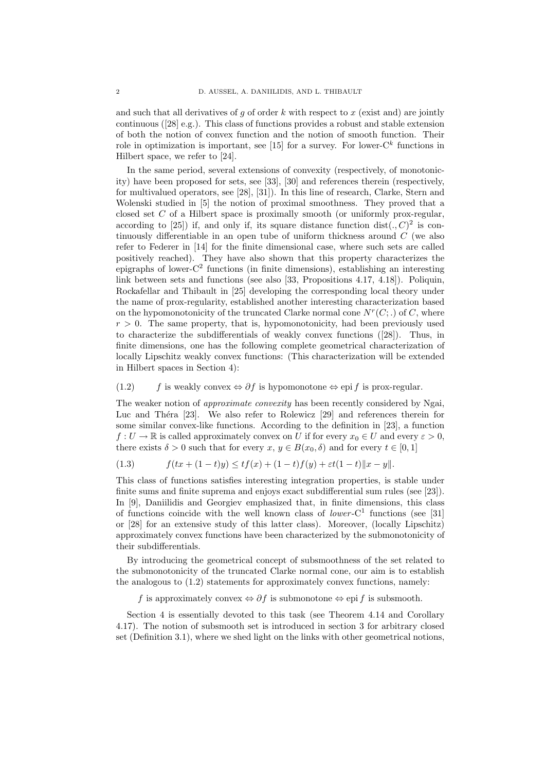and such that all derivatives of $g$ of order $k$ with respect to $x$ (exist and) are jointly continuous ([28] e.g.). This class of functions provides a robust and stable extension of both the notion of convex function and the notion of smooth function. Their role in optimization is important, see [15] for a survey. For lower-C$^k$ functions in Hilbert space, we refer to [24].

In the same period, several extensions of convexity (respectively, of monotonicity) have been proposed for sets, see [33], [30] and references therein (respectively, for multivalued operators, see [28], [31]). In this line of research, Clarke, Stern and Wolenski studied in [5] the notion of proximal smoothness. They proved that a closed set $C$ of a Hilbert space is proximally smooth (or uniformly prox-regular, according to [25]) if, and only if, its square distance function $\mathrm{dist}(.,C)^2$ is continuously differentiable in an open tube of uniform thickness around $C$ (we also refer to Federer in [14] for the finite dimensional case, where such sets are called positively reached). They have also shown that this property characterizes the epigraphs of lower-C$^2$ functions (in finite dimensions), establishing an interesting link between sets and functions (see also [33, Propositions 4.17, 4.18]). Poliquin, Rockafellar and Thibault in [25] developing the corresponding local theory under the name of prox-regularity, established another interesting characterization based on the hypomonotonicity of the truncated Clarke normal cone $N^r(C;.)$ of $C$, where $r > 0$. The same property, that is, hypomonotonicity, had been previously used to characterize the subdifferentials of weakly convex functions ([28]). Thus, in finite dimensions, one has the following complete geometrical characterization of locally Lipschitz weakly convex functions: (This characterization will be extended in Hilbert spaces in Section 4):

$$f \text{ is weakly convex} \Leftrightarrow \partial f \text{ is hypomonotone} \Leftrightarrow \mathrm{epi}\, f \text{ is prox-regular.} \tag{1.2}$$

The weaker notion of *approximate convexity* has been recently considered by Ngai, Luc and Théra [23]. We also refer to Rolewicz [29] and references therein for some similar convex-like functions. According to the definition in [23], a function $f : U \to \mathbb{R}$ is called approximately convex on $U$ if for every $x_0 \in U$ and every $\varepsilon > 0$, there exists $\delta > 0$ such that for every $x, y \in B(x_0, \delta)$ and for every $t \in [0, 1]$

$$f(tx + (1-t)y) \le tf(x) + (1-t)f(y) + \varepsilon t(1-t)\|x - y\|. \tag{1.3}$$

This class of functions satisfies interesting integration properties, is stable under finite sums and finite suprema and enjoys exact subdifferential sum rules (see [23]). In [9], Daniilidis and Georgiev emphasized that, in finite dimensions, this class of functions coincide with the well known class of *lower*-C$^1$ functions (see [31] or [28] for an extensive study of this latter class). Moreover, (locally Lipschitz) approximately convex functions have been characterized by the submonotonicity of their subdifferentials.

By introducing the geometrical concept of subsmoothness of the set related to the submonotonicity of the truncated Clarke normal cone, our aim is to establish the analogous to (1.2) statements for approximately convex functions, namely:

$$f \text{ is approximately convex} \Leftrightarrow \partial f \text{ is submonotone} \Leftrightarrow \mathrm{epi}\, f \text{ is subsmooth.}$$

Section 4 is essentially devoted to this task (see Theorem 4.14 and Corollary 4.17). The notion of subsmooth set is introduced in section 3 for arbitrary closed set (Definition 3.1), where we shed light on the links with other geometrical notions,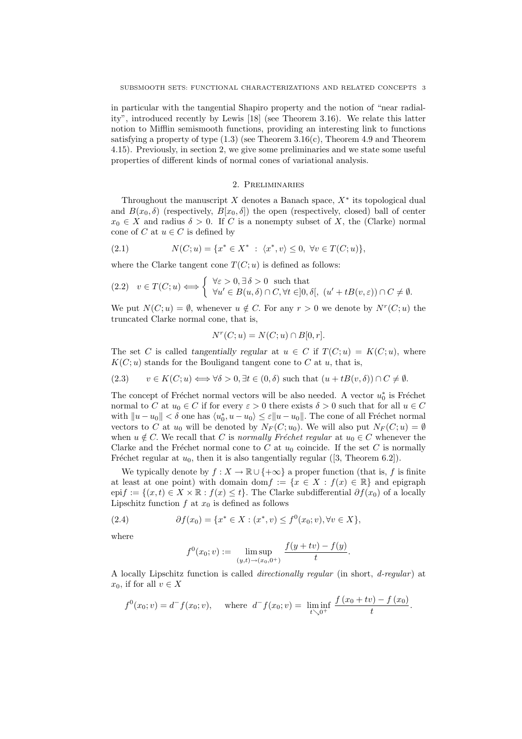in particular with the tangential Shapiro property and the notion of "near radiality", introduced recently by Lewis [18] (see Theorem 3.16). We relate this latter notion to Mifflin semismooth functions, providing an interesting link to functions satisfying a property of type (1.3) (see Theorem 3.16(c), Theorem 4.9 and Theorem 4.15). Previously, in section 2, we give some preliminaries and we state some useful properties of different kinds of normal cones of variational analysis.

## 2. Preliminaries

Throughout the manuscript $X$ denotes a Banach space, $X^*$ its topological dual and $B(x_0, \delta)$ (respectively, $B[x_0, \delta]$) the open (respectively, closed) ball of center $x_0 \in X$ and radius $\delta > 0$. If $C$ is a nonempty subset of $X$, the (Clarke) normal cone of $C$ at $u \in C$ is defined by

$$N(C; u) = \{x^* \in X^* \ : \ \langle x^*, v\rangle \leq 0, \ \forall v \in T(C; u)\}, \tag{2.1}$$

where the Clarke tangent cone $T(C; u)$ is defined as follows:

$$v \in T(C; u) \Longleftrightarrow \begin{cases} \forall \varepsilon > 0, \exists\, \delta > 0 \ \text{ such that} \\ \forall u' \in B(u, \delta) \cap C, \forall t \in ]0, \delta[, \ (u' + tB(v, \varepsilon)) \cap C \neq \emptyset. \end{cases} \tag{2.2}$$

We put $N(C; u) = \emptyset$, whenever $u \notin C$. For any $r > 0$ we denote by $N^r(C; u)$ the truncated Clarke normal cone, that is,

$$N^r(C; u) = N(C; u) \cap B[0, r].$$

The set $C$ is called *tangentially regular* at $u \in C$ if $T(C; u) = K(C; u)$, where $K(C; u)$ stands for the Bouligand tangent cone to $C$ at $u$, that is,

$$v \in K(C; u) \Longleftrightarrow \forall \delta > 0, \exists t \in (0, \delta) \text{ such that } (u + tB(v, \delta)) \cap C \neq \emptyset. \tag{2.3}$$

The concept of Fréchet normal vectors will be also needed. A vector $u_0^*$ is Fréchet normal to $C$ at $u_0 \in C$ if for every $\varepsilon > 0$ there exists $\delta > 0$ such that for all $u \in C$ with $\|u - u_0\| < \delta$ one has $\langle u_0^*, u - u_0\rangle \leq \varepsilon \|u - u_0\|$. The cone of all Fréchet normal vectors to $C$ at $u_0$ will be denoted by $N_F(C; u_0)$. We will also put $N_F(C; u) = \emptyset$ when $u \notin C$. We recall that $C$ is *normally Fréchet regular* at $u_0 \in C$ whenever the Clarke and the Fréchet normal cone to $C$ at $u_0$ coincide. If the set $C$ is normally Fréchet regular at $u_0$, then it is also tangentially regular ([3, Theorem 6.2]).

We typically denote by $f : X \to \mathbb{R} \cup \{+\infty\}$ a proper function (that is, $f$ is finite at least at one point) with domain $\text{dom} f := \{x \in X : f(x) \in \mathbb{R}\}$ and epigraph $\text{epi} f := \{(x, t) \in X \times \mathbb{R} : f(x) \leq t\}$. The Clarke subdifferential $\partial f(x_0)$ of a locally Lipschitz function $f$ at $x_0$ is defined as follows

$$\partial f(x_0) = \{x^* \in X : (x^*, v) \leq f^0(x_0; v), \forall v \in X\}, \tag{2.4}$$

where

$$f^0(x_0; v) := \limsup_{(y,t)\to(x_0,0^+)} \frac{f(y + tv) - f(y)}{t}.$$

A locally Lipschitz function is called *directionally regular* (in short, *d-regular*) at $x_0$, if for all $v \in X$

$$f^0(x_0; v) = d^- f(x_0; v), \quad \text{ where } \ d^- f(x_0; v) = \liminf_{t \searrow 0^+} \frac{f(x_0 + tv) - f(x_0)}{t}.$$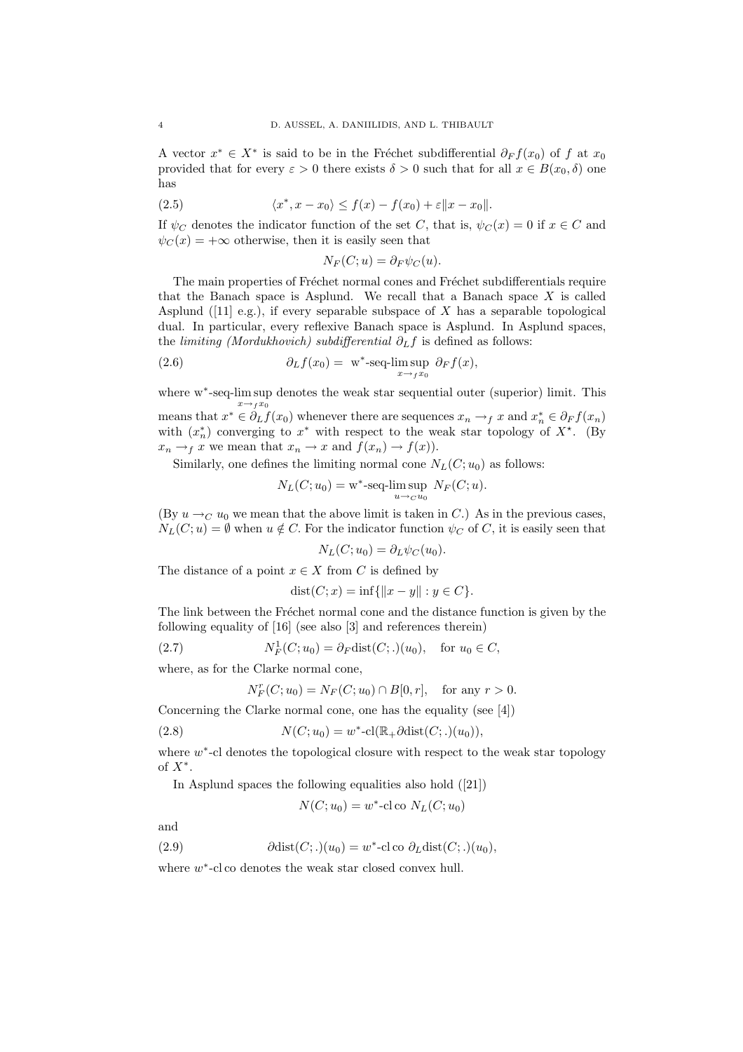A vector $x^* \in X^*$ is said to be in the Fréchet subdifferential $\partial_F f(x_0)$ of $f$ at $x_0$ provided that for every $\varepsilon > 0$ there exists $\delta > 0$ such that for all $x \in B(x_0, \delta)$ one has

$$\langle x^*, x - x_0 \rangle \leq f(x) - f(x_0) + \varepsilon \|x - x_0\|. \tag{2.5}$$

If $\psi_C$ denotes the indicator function of the set $C$, that is, $\psi_C(x) = 0$ if $x \in C$ and $\psi_C(x) = +\infty$ otherwise, then it is easily seen that

$$N_F(C; u) = \partial_F \psi_C(u).$$

The main properties of Fréchet normal cones and Fréchet subdifferentials require that the Banach space is Asplund. We recall that a Banach space $X$ is called Asplund ([11] e.g.), if every separable subspace of $X$ has a separable topological dual. In particular, every reflexive Banach space is Asplund. In Asplund spaces, the *limiting (Mordukhovich) subdifferential* $\partial_L f$ is defined as follows:

$$\partial_L f(x_0) = \text{ w}^*\text{-seq-}\limsup_{x \to_f x_0} \partial_F f(x), \tag{2.6}$$

where $\text{w}^*\text{-seq-}\limsup\limits_{x \to_f x_0}$ denotes the weak star sequential outer (superior) limit. This means that $x^* \in \partial_L f(x_0)$ whenever there are sequences $x_n \to_f x$ and $x_n^* \in \partial_F f(x_n)$ with $(x_n^*)$ converging to $x^*$ with respect to the weak star topology of $X^\star$. (By $x_n \to_f x$ we mean that $x_n \to x$ and $f(x_n) \to f(x)$).

Similarly, one defines the limiting normal cone $N_L(C; u_0)$ as follows:

$$N_L(C; u_0) = \text{w}^*\text{-seq-}\limsup_{u \to_C u_0} N_F(C; u).$$

(By $u \to_C u_0$ we mean that the above limit is taken in $C$.) As in the previous cases, $N_L(C; u) = \emptyset$ when $u \notin C$. For the indicator function $\psi_C$ of $C$, it is easily seen that

$$N_L(C; u_0) = \partial_L \psi_C(u_0).$$

The distance of a point $x \in X$ from $C$ is defined by

$$\text{dist}(C; x) = \inf\{\|x - y\| : y \in C\}.$$

The link between the Fréchet normal cone and the distance function is given by the following equality of [16] (see also [3] and references therein)

$$N_F^1(C; u_0) = \partial_F \text{dist}(C; .)(u_0), \quad \text{for } u_0 \in C, \tag{2.7}$$

where, as for the Clarke normal cone,

$$N_F^r(C; u_0) = N_F(C; u_0) \cap B[0, r], \quad \text{for any } r > 0.$$

Concerning the Clarke normal cone, one has the equality (see [4])

$$N(C; u_0) = w^*\text{-cl}(\mathbb{R}_+ \partial \text{dist}(C; .)(u_0)), \tag{2.8}$$

where $w^*$-cl denotes the topological closure with respect to the weak star topology of $X^*$.

In Asplund spaces the following equalities also hold ([21])

$$N(C; u_0) = w^*\text{-cl co } N_L(C; u_0)$$

and

$$\partial \text{dist}(C; .)(u_0) = w^*\text{-cl co } \partial_L \text{dist}(C; .)(u_0), \tag{2.9}$$

where $w^*$-cl co denotes the weak star closed convex hull.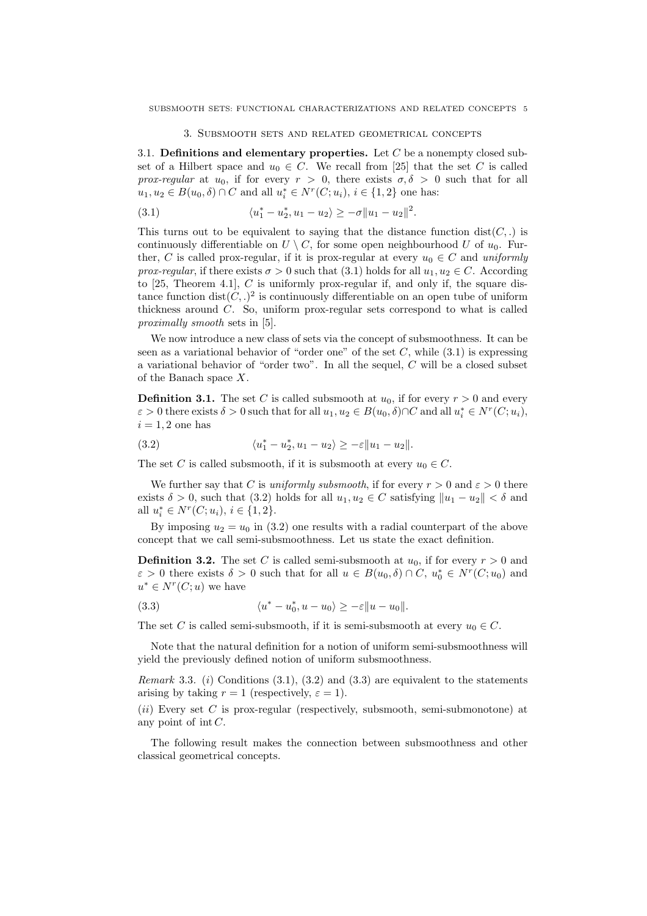## 3. Subsmooth sets and related geometrical concepts

3.1. **Definitions and elementary properties.** Let $C$ be a nonempty closed subset of a Hilbert space and $u_0 \in C$. We recall from [25] that the set $C$ is called *prox-regular* at $u_0$, if for every $r > 0$, there exists $\sigma, \delta > 0$ such that for all $u_1, u_2 \in B(u_0, \delta) \cap C$ and all $u_i^* \in N^r(C; u_i)$, $i \in \{1, 2\}$ one has:

$$\langle u_1^* - u_2^*, u_1 - u_2 \rangle \geq -\sigma \|u_1 - u_2\|^2. \tag{3.1}$$

This turns out to be equivalent to saying that the distance function $\operatorname{dist}(C, .)$ is continuously differentiable on $U \setminus C$, for some open neighbourhood $U$ of $u_0$. Further, $C$ is called prox-regular, if it is prox-regular at every $u_0 \in C$ and *uniformly prox-regular*, if there exists $\sigma > 0$ such that (3.1) holds for all $u_1, u_2 \in C$. According to [25, Theorem 4.1], $C$ is uniformly prox-regular if, and only if, the square distance function $\operatorname{dist}(C, .)^2$ is continuously differentiable on an open tube of uniform thickness around $C$. So, uniform prox-regular sets correspond to what is called *proximally smooth* sets in [5].

We now introduce a new class of sets via the concept of subsmoothness. It can be seen as a variational behavior of "order one" of the set $C$, while (3.1) is expressing a variational behavior of "order two". In all the sequel, $C$ will be a closed subset of the Banach space $X$.

**Definition 3.1.** The set $C$ is called subsmooth at $u_0$, if for every $r > 0$ and every $\varepsilon > 0$ there exists $\delta > 0$ such that for all $u_1, u_2 \in B(u_0, \delta) \cap C$ and all $u_i^* \in N^r(C; u_i)$, $i = 1, 2$ one has

$$\langle u_1^* - u_2^*, u_1 - u_2 \rangle \geq -\varepsilon \|u_1 - u_2\|. \tag{3.2}$$

The set $C$ is called subsmooth, if it is subsmooth at every $u_0 \in C$.

We further say that $C$ is *uniformly subsmooth*, if for every $r > 0$ and $\varepsilon > 0$ there exists $\delta > 0$, such that (3.2) holds for all $u_1, u_2 \in C$ satisfying $\|u_1 - u_2\| < \delta$ and all $u_i^* \in N^r(C; u_i)$, $i \in \{1, 2\}$.

By imposing $u_2 = u_0$ in (3.2) one results with a radial counterpart of the above concept that we call semi-subsmoothness. Let us state the exact definition.

**Definition 3.2.** The set $C$ is called semi-subsmooth at $u_0$, if for every $r > 0$ and $\varepsilon > 0$ there exists $\delta > 0$ such that for all $u \in B(u_0, \delta) \cap C$, $u_0^* \in N^r(C; u_0)$ and $u^* \in N^r(C; u)$ we have

$$\langle u^* - u_0^*, u - u_0 \rangle \geq -\varepsilon \|u - u_0\|. \tag{3.3}$$

The set $C$ is called semi-subsmooth, if it is semi-subsmooth at every $u_0 \in C$.

Note that the natural definition for a notion of uniform semi-subsmoothness will yield the previously defined notion of uniform subsmoothness.

*Remark* 3.3. (*i*) Conditions (3.1), (3.2) and (3.3) are equivalent to the statements arising by taking $r = 1$ (respectively, $\varepsilon = 1$).

(*ii*) Every set $C$ is prox-regular (respectively, subsmooth, semi-submonotone) at any point of $\operatorname{int} C$.

The following result makes the connection between subsmoothness and other classical geometrical concepts.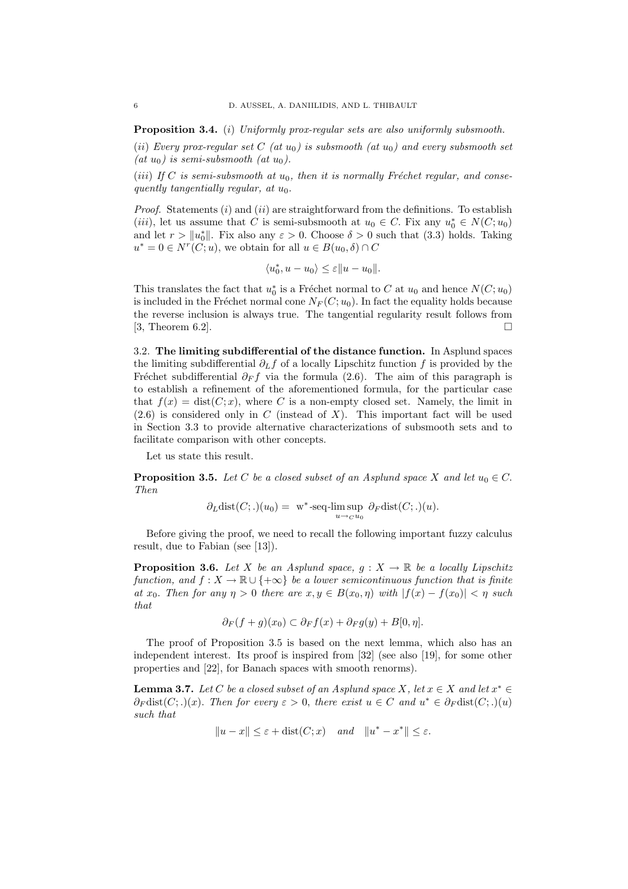**Proposition 3.4.** (*i*) *Uniformly prox-regular sets are also uniformly subsmooth.*

(*ii*) *Every prox-regular set $C$ (at $u_0$) is subsmooth (at $u_0$) and every subsmooth set (at $u_0$) is semi-subsmooth (at $u_0$).*

(*iii*) *If $C$ is semi-subsmooth at $u_0$, then it is normally Fréchet regular, and consequently tangentially regular, at $u_0$.*

*Proof.* Statements (*i*) and (*ii*) are straightforward from the definitions. To establish (*iii*), let us assume that $C$ is semi-subsmooth at $u_0 \in C$. Fix any $u_0^* \in N(C; u_0)$ and let $r > \|u_0^*\|$. Fix also any $\varepsilon > 0$. Choose $\delta > 0$ such that (3.3) holds. Taking $u^* = 0 \in N^r(C; u)$, we obtain for all $u \in B(u_0, \delta) \cap C$

$$\langle u_0^*, u - u_0 \rangle \leq \varepsilon \|u - u_0\|.$$

This translates the fact that $u_0^*$ is a Fréchet normal to $C$ at $u_0$ and hence $N(C; u_0)$ is included in the Fréchet normal cone $N_F(C; u_0)$. In fact the equality holds because the reverse inclusion is always true. The tangential regularity result follows from [3, Theorem 6.2]. $\square$

3.2. **The limiting subdifferential of the distance function.** In Asplund spaces the limiting subdifferential $\partial_L f$ of a locally Lipschitz function $f$ is provided by the Fréchet subdifferential $\partial_F f$ via the formula (2.6). The aim of this paragraph is to establish a refinement of the aforementioned formula, for the particular case that $f(x) = \operatorname{dist}(C; x)$, where $C$ is a non-empty closed set. Namely, the limit in (2.6) is considered only in $C$ (instead of $X$). This important fact will be used in Section 3.3 to provide alternative characterizations of subsmooth sets and to facilitate comparison with other concepts.

Let us state this result.

**Proposition 3.5.** *Let $C$ be a closed subset of an Asplund space $X$ and let $u_0 \in C$. Then*

$$\partial_L \operatorname{dist}(C; .)(u_0) = \text{ w}^*\text{-seq-}\limsup_{u \to_C u_0} \partial_F \operatorname{dist}(C; .)(u).$$

Before giving the proof, we need to recall the following important fuzzy calculus result, due to Fabian (see [13]).

**Proposition 3.6.** *Let $X$ be an Asplund space, $g : X \to \mathbb{R}$ be a locally Lipschitz function, and $f : X \to \mathbb{R} \cup \{+\infty\}$ be a lower semicontinuous function that is finite at $x_0$. Then for any $\eta > 0$ there are $x, y \in B(x_0, \eta)$ with $|f(x) - f(x_0)| < \eta$ such that*

$$\partial_F (f + g)(x_0) \subset \partial_F f(x) + \partial_F g(y) + B[0, \eta].$$

The proof of Proposition 3.5 is based on the next lemma, which also has an independent interest. Its proof is inspired from [32] (see also [19], for some other properties and [22], for Banach spaces with smooth renorms).

**Lemma 3.7.** *Let $C$ be a closed subset of an Asplund space $X$, let $x \in X$ and let $x^* \in \partial_F \operatorname{dist}(C; .)(x)$. Then for every $\varepsilon > 0$, there exist $u \in C$ and $u^* \in \partial_F \operatorname{dist}(C; .)(u)$ such that*

$$\|u - x\| \leq \varepsilon + \operatorname{dist}(C; x) \quad \text{and} \quad \|u^* - x^*\| \leq \varepsilon.$$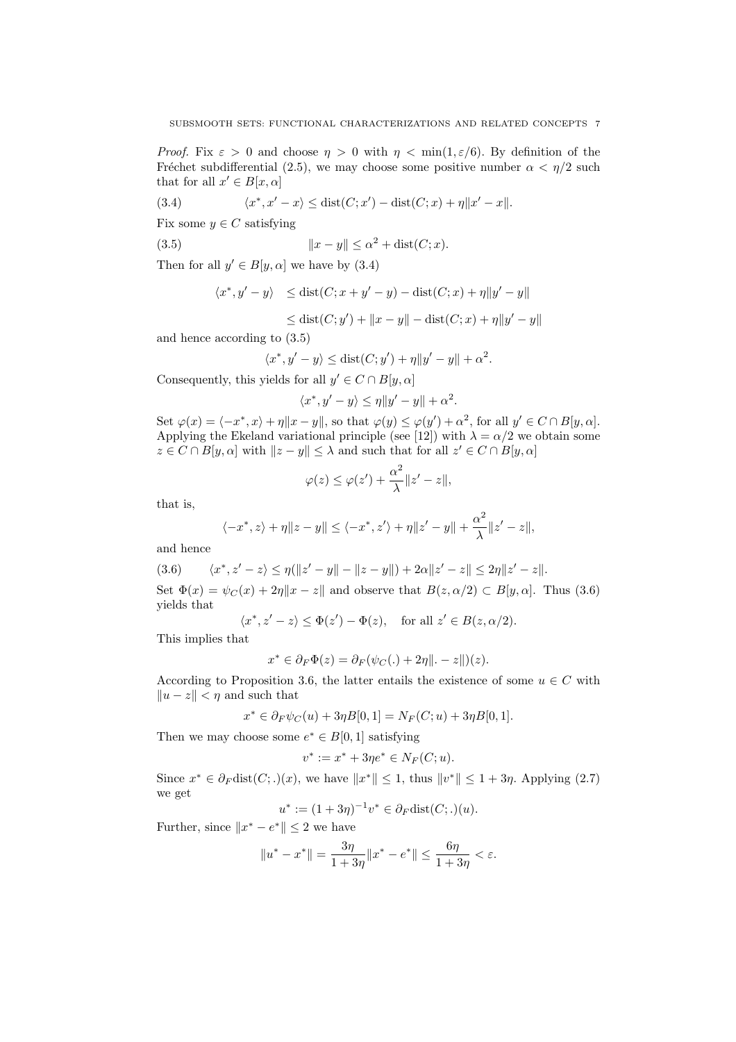*Proof.* Fix $\varepsilon > 0$ and choose $\eta > 0$ with $\eta < \min(1, \varepsilon/6)$. By definition of the Fréchet subdifferential (2.5), we may choose some positive number $\alpha < \eta/2$ such that for all $x' \in B[x, \alpha]$

$$\langle x^*, x' - x\rangle \leq \mathrm{dist}(C; x') - \mathrm{dist}(C; x) + \eta\|x' - x\|. \tag{3.4}$$

Fix some $y \in C$ satisfying

$$\|x - y\| \leq \alpha^2 + \mathrm{dist}(C; x). \tag{3.5}$$

Then for all $y' \in B[y, \alpha]$ we have by (3.4)

$$\begin{aligned}\langle x^*, y' - y\rangle &\leq \mathrm{dist}(C; x + y' - y) - \mathrm{dist}(C; x) + \eta\|y' - y\| \\ &\leq \mathrm{dist}(C; y') + \|x - y\| - \mathrm{dist}(C; x) + \eta\|y' - y\|\end{aligned}$$

and hence according to (3.5)

$$\langle x^*, y' - y\rangle \leq \mathrm{dist}(C; y') + \eta\|y' - y\| + \alpha^2.$$

Consequently, this yields for all $y' \in C \cap B[y, \alpha]$

$$\langle x^*, y' - y\rangle \leq \eta\|y' - y\| + \alpha^2.$$

Set $\varphi(x) = \langle -x^*, x\rangle + \eta\|x - y\|$, so that $\varphi(y) \leq \varphi(y') + \alpha^2$, for all $y' \in C \cap B[y, \alpha]$. Applying the Ekeland variational principle (see [12]) with $\lambda = \alpha/2$ we obtain some $z \in C \cap B[y, \alpha]$ with $\|z - y\| \leq \lambda$ and such that for all $z' \in C \cap B[y, \alpha]$

$$\varphi(z) \leq \varphi(z') + \frac{\alpha^2}{\lambda}\|z' - z\|,$$

that is,

$$\langle -x^*, z\rangle + \eta\|z - y\| \leq \langle -x^*, z'\rangle + \eta\|z' - y\| + \frac{\alpha^2}{\lambda}\|z' - z\|,$$

and hence

$$\langle x^*, z' - z\rangle \leq \eta(\|z' - y\| - \|z - y\|) + 2\alpha\|z' - z\| \leq 2\eta\|z' - z\|. \tag{3.6}$$

Set $\Phi(x) = \psi_C(x) + 2\eta\|x - z\|$ and observe that $B(z, \alpha/2) \subset B[y, \alpha]$. Thus (3.6) yields that

$$\langle x^*, z' - z\rangle \leq \Phi(z') - \Phi(z), \quad \text{for all } z' \in B(z, \alpha/2).$$

This implies that

$$x^* \in \partial_F \Phi(z) = \partial_F(\psi_C(.) + 2\eta\|. - z\|)(z).$$

According to Proposition 3.6, the latter entails the existence of some $u \in C$ with $\|u - z\| < \eta$ and such that

$$x^* \in \partial_F \psi_C(u) + 3\eta B[0, 1] = N_F(C; u) + 3\eta B[0, 1].$$

Then we may choose some $e^* \in B[0, 1]$ satisfying

$$v^* := x^* + 3\eta e^* \in N_F(C; u).$$

Since $x^* \in \partial_F \mathrm{dist}(C; .)(x)$, we have $\|x^*\| \leq 1$, thus $\|v^*\| \leq 1 + 3\eta$. Applying (2.7) we get

$$u^* := (1 + 3\eta)^{-1} v^* \in \partial_F \mathrm{dist}(C; .)(u).$$

Further, since $\|x^* - e^*\| \leq 2$ we have

$$\|u^* - x^*\| = \frac{3\eta}{1 + 3\eta}\|x^* - e^*\| \leq \frac{6\eta}{1 + 3\eta} < \varepsilon.$$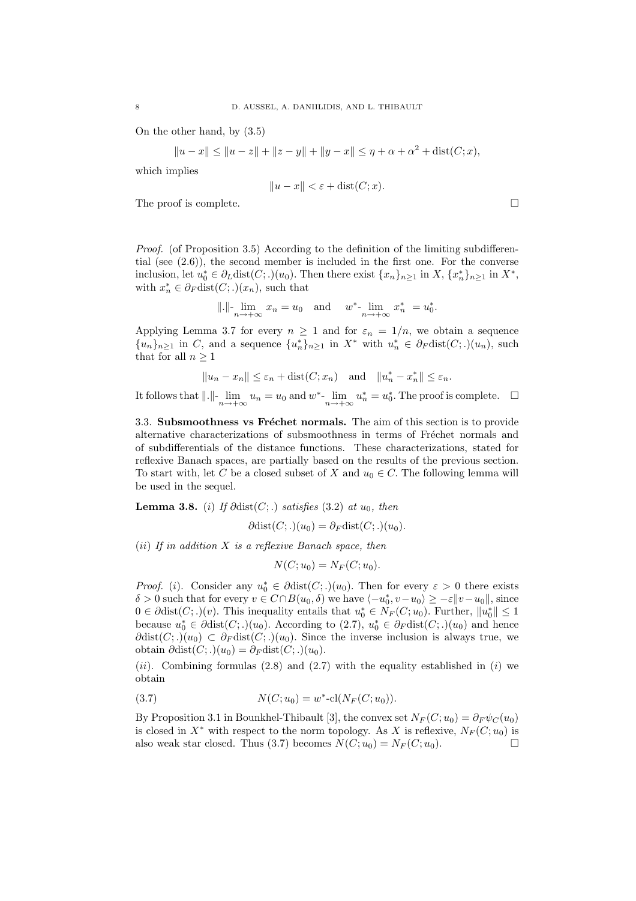On the other hand, by (3.5)

$$\|u - x\| \le \|u - z\| + \|z - y\| + \|y - x\| \le \eta + \alpha + \alpha^2 + \text{dist}(C; x),$$

which implies

$$\|u - x\| < \varepsilon + \text{dist}(C; x).$$

The proof is complete. $\square$

*Proof.* (of Proposition 3.5) According to the definition of the limiting subdifferential (see (2.6)), the second member is included in the first one. For the converse inclusion, let $u_0^* \in \partial_L \text{dist}(C; .)(u_0)$. Then there exist $\{x_n\}_{n\ge 1}$ in $X$, $\{x_n^*\}_{n\ge 1}$ in $X^*$, with $x_n^* \in \partial_F \text{dist}(C; .)(x_n)$, such that

$$\|.\|\text{-}\lim_{n\to+\infty} x_n = u_0 \quad \text{and} \quad w^*\text{-}\lim_{n\to+\infty} x_n^* = u_0^*.$$

Applying Lemma 3.7 for every $n \ge 1$ and for $\varepsilon_n = 1/n$, we obtain a sequence $\{u_n\}_{n\ge 1}$ in $C$, and a sequence $\{u_n^*\}_{n\ge 1}$ in $X^*$ with $u_n^* \in \partial_F \text{dist}(C; .)(u_n)$, such that for all $n \ge 1$

$$\|u_n - x_n\| \le \varepsilon_n + \text{dist}(C; x_n) \quad \text{and} \quad \|u_n^* - x_n^*\| \le \varepsilon_n.$$

It follows that $\|.\|\text{-}\lim_{n\to+\infty} u_n = u_0$ and $w^*\text{-}\lim_{n\to+\infty} u_n^* = u_0^*$. The proof is complete. $\square$

3.3. **Subsmoothness vs Fréchet normals.** The aim of this section is to provide alternative characterizations of subsmoothness in terms of Fréchet normals and of subdifferentials of the distance functions. These characterizations, stated for reflexive Banach spaces, are partially based on the results of the previous section. To start with, let $C$ be a closed subset of $X$ and $u_0 \in C$. The following lemma will be used in the sequel.

**Lemma 3.8.** *(i) If $\partial \text{dist}(C; .)$ satisfies (3.2) at $u_0$, then*

$$\partial \text{dist}(C; .)(u_0) = \partial_F \text{dist}(C; .)(u_0).$$

*(ii) If in addition $X$ is a reflexive Banach space, then*

$$N(C; u_0) = N_F(C; u_0).$$

*Proof.* $(i)$. Consider any $u_0^* \in \partial \text{dist}(C; .)(u_0)$. Then for every $\varepsilon > 0$ there exists $\delta > 0$ such that for every $v \in C \cap B(u_0, \delta)$ we have $\langle -u_0^*, v - u_0 \rangle \ge -\varepsilon \|v - u_0\|$, since $0 \in \partial \text{dist}(C; .)(v)$. This inequality entails that $u_0^* \in N_F(C; u_0)$. Further, $\|u_0^*\| \le 1$ because $u_0^* \in \partial \text{dist}(C; .)(u_0)$. According to (2.7), $u_0^* \in \partial_F \text{dist}(C; .)(u_0)$ and hence $\partial \text{dist}(C; .)(u_0) \subset \partial_F \text{dist}(C; .)(u_0)$. Since the inverse inclusion is always true, we obtain $\partial \text{dist}(C; .)(u_0) = \partial_F \text{dist}(C; .)(u_0)$.

$(ii)$. Combining formulas (2.8) and (2.7) with the equality established in $(i)$ we obtain

$$N(C; u_0) = w^*\text{-cl}(N_F(C; u_0)). \tag{3.7}$$

By Proposition 3.1 in Bounkhel-Thibault [3], the convex set $N_F(C; u_0) = \partial_F \psi_C(u_0)$ is closed in $X^*$ with respect to the norm topology. As $X$ is reflexive, $N_F(C; u_0)$ is also weak star closed. Thus (3.7) becomes $N(C; u_0) = N_F(C; u_0)$. $\square$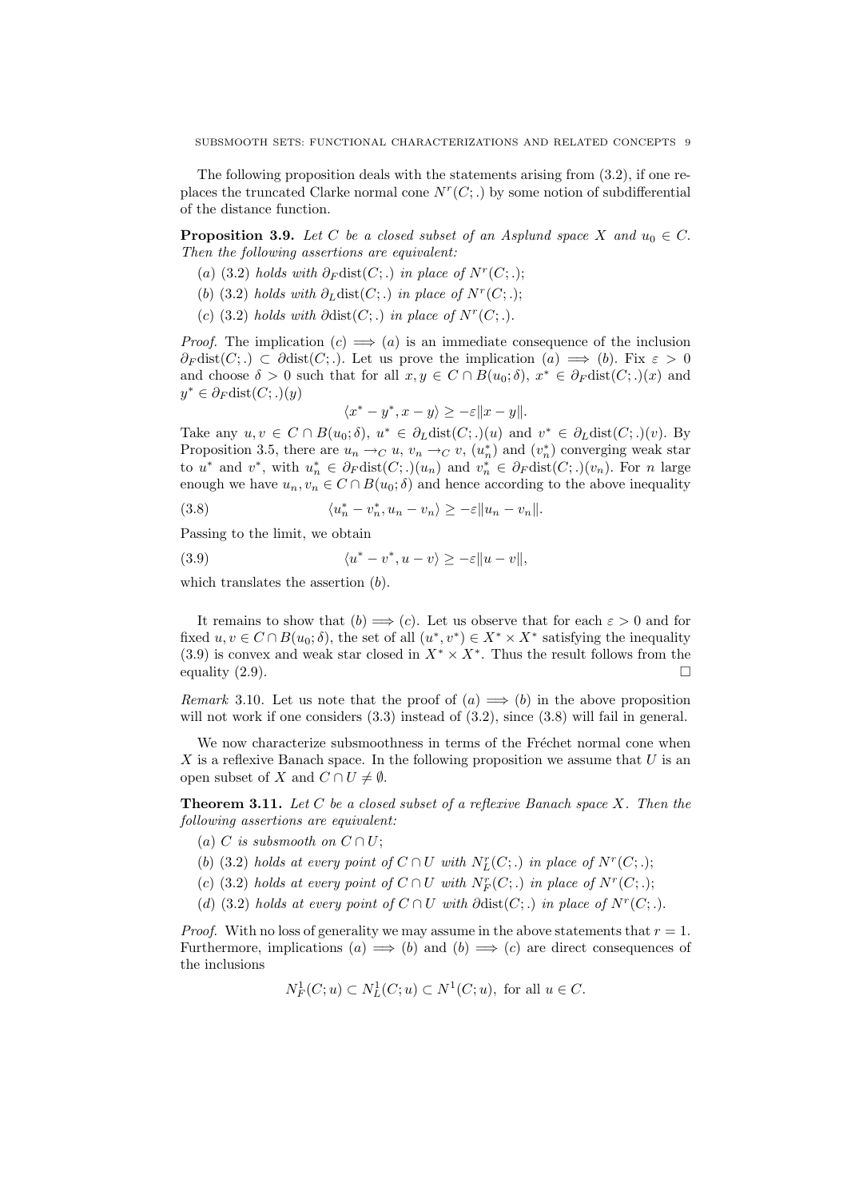The following proposition deals with the statements arising from (3.2), if one replaces the truncated Clarke normal cone $N^r(C;.)$ by some notion of subdifferential of the distance function.

**Proposition 3.9.** *Let $C$ be a closed subset of an Asplund space $X$ and $u_0 \in C$. Then the following assertions are equivalent:*

(*a*) *(3.2) holds with $\partial_F \mathrm{dist}(C;.)$ in place of $N^r(C;.)$;*

(*b*) *(3.2) holds with $\partial_L \mathrm{dist}(C;.)$ in place of $N^r(C;.)$;*

(*c*) *(3.2) holds with $\partial \mathrm{dist}(C;.)$ in place of $N^r(C;.)$.*

*Proof.* The implication $(c) \implies (a)$ is an immediate consequence of the inclusion $\partial_F \mathrm{dist}(C;.) \subset \partial \mathrm{dist}(C;.)$. Let us prove the implication $(a) \implies (b)$. Fix $\varepsilon > 0$ and choose $\delta > 0$ such that for all $x, y \in C \cap B(u_0;\delta)$, $x^* \in \partial_F \mathrm{dist}(C;.)(x)$ and $y^* \in \partial_F \mathrm{dist}(C;.)(y)$

$$\langle x^* - y^*, x - y\rangle \geq -\varepsilon \|x - y\|.$$

Take any $u, v \in C \cap B(u_0;\delta)$, $u^* \in \partial_L \mathrm{dist}(C;.)(u)$ and $v^* \in \partial_L \mathrm{dist}(C;.)(v)$. By Proposition 3.5, there are $u_n \to_C u$, $v_n \to_C v$, $(u_n^*)$ and $(v_n^*)$ converging weak star to $u^*$ and $v^*$, with $u_n^* \in \partial_F \mathrm{dist}(C;.)(u_n)$ and $v_n^* \in \partial_F \mathrm{dist}(C;.)(v_n)$. For $n$ large enough we have $u_n, v_n \in C \cap B(u_0;\delta)$ and hence according to the above inequality

$$\langle u_n^* - v_n^*, u_n - v_n\rangle \geq -\varepsilon \|u_n - v_n\|. \tag{3.8}$$

Passing to the limit, we obtain

$$\langle u^* - v^*, u - v\rangle \geq -\varepsilon \|u - v\|, \tag{3.9}$$

which translates the assertion $(b)$.

It remains to show that $(b) \implies (c)$. Let us observe that for each $\varepsilon > 0$ and for fixed $u, v \in C \cap B(u_0;\delta)$, the set of all $(u^*, v^*) \in X^* \times X^*$ satisfying the inequality (3.9) is convex and weak star closed in $X^* \times X^*$. Thus the result follows from the equality (2.9). □

*Remark* 3.10. Let us note that the proof of $(a) \implies (b)$ in the above proposition will not work if one considers (3.3) instead of (3.2), since (3.8) will fail in general.

We now characterize subsmoothness in terms of the Fréchet normal cone when $X$ is a reflexive Banach space. In the following proposition we assume that $U$ is an open subset of $X$ and $C \cap U \neq \emptyset$.

**Theorem 3.11.** *Let $C$ be a closed subset of a reflexive Banach space $X$. Then the following assertions are equivalent:*

(*a*) *$C$ is subsmooth on $C \cap U$;*

(*b*) *(3.2) holds at every point of $C \cap U$ with $N_L^r(C;.)$ in place of $N^r(C;.)$;*

(*c*) *(3.2) holds at every point of $C \cap U$ with $N_F^r(C;.)$ in place of $N^r(C;.)$;*

(*d*) *(3.2) holds at every point of $C \cap U$ with $\partial \mathrm{dist}(C;.)$ in place of $N^r(C;.)$.*

*Proof.* With no loss of generality we may assume in the above statements that $r = 1$. Furthermore, implications $(a) \implies (b)$ and $(b) \implies (c)$ are direct consequences of the inclusions

$$N_F^1(C;u) \subset N_L^1(C;u) \subset N^1(C;u), \text{ for all } u \in C.$$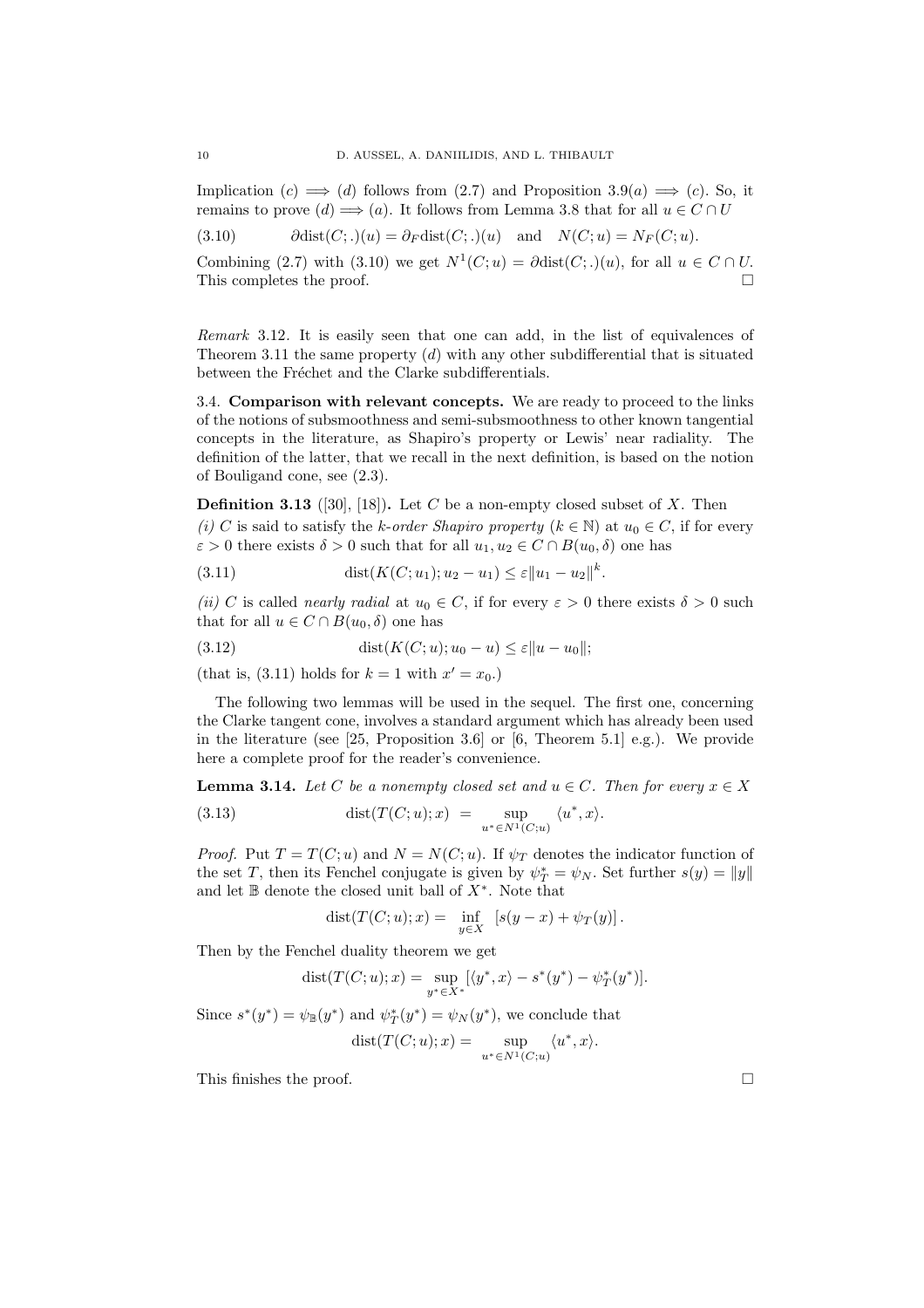Implication $(c) \Longrightarrow (d)$ follows from (2.7) and Proposition 3.9$(a) \Longrightarrow (c)$. So, it remains to prove $(d) \Longrightarrow (a)$. It follows from Lemma 3.8 that for all $u \in C \cap U$

$$\partial \mathrm{dist}(C;.)(u) = \partial_F \mathrm{dist}(C;.)(u) \quad \text{and} \quad N(C;u) = N_F(C;u). \tag{3.10}$$

Combining (2.7) with (3.10) we get $N^1(C;u) = \partial \mathrm{dist}(C;.)(u)$, for all $u \in C \cap U$. This completes the proof. □

*Remark* 3.12. It is easily seen that one can add, in the list of equivalences of Theorem 3.11 the same property $(d)$ with any other subdifferential that is situated between the Fréchet and the Clarke subdifferentials.

3.4. **Comparison with relevant concepts.** We are ready to proceed to the links of the notions of subsmoothness and semi-subsmoothness to other known tangential concepts in the literature, as Shapiro's property or Lewis' near radiality. The definition of the latter, that we recall in the next definition, is based on the notion of Bouligand cone, see (2.3).

**Definition 3.13** ([30], [18])**.** Let $C$ be a non-empty closed subset of $X$. Then
*(i)* $C$ is said to satisfy the *k-order Shapiro property* ($k \in \mathbb{N}$) at $u_0 \in C$, if for every $\varepsilon > 0$ there exists $\delta > 0$ such that for all $u_1, u_2 \in C \cap B(u_0, \delta)$ one has

$$\mathrm{dist}(K(C;u_1); u_2 - u_1) \leq \varepsilon \|u_1 - u_2\|^k. \tag{3.11}$$

*(ii)* $C$ is called *nearly radial* at $u_0 \in C$, if for every $\varepsilon > 0$ there exists $\delta > 0$ such that for all $u \in C \cap B(u_0, \delta)$ one has

$$\mathrm{dist}(K(C;u); u_0 - u) \leq \varepsilon \|u - u_0\|; \tag{3.12}$$

(that is, (3.11) holds for $k = 1$ with $x' = x_0$.)

The following two lemmas will be used in the sequel. The first one, concerning the Clarke tangent cone, involves a standard argument which has already been used in the literature (see [25, Proposition 3.6] or [6, Theorem 5.1] e.g.). We provide here a complete proof for the reader's convenience.

**Lemma 3.14.** *Let $C$ be a nonempty closed set and $u \in C$. Then for every $x \in X$*

$$\mathrm{dist}(T(C;u); x) \;=\; \sup_{u^* \in N^1(C;u)} \langle u^*, x \rangle. \tag{3.13}$$

*Proof.* Put $T = T(C;u)$ and $N = N(C;u)$. If $\psi_T$ denotes the indicator function of the set $T$, then its Fenchel conjugate is given by $\psi_T^* = \psi_N$. Set further $s(y) = \|y\|$ and let $\mathbb{B}$ denote the closed unit ball of $X^*$. Note that

$$\mathrm{dist}(T(C;u); x) = \inf_{y \in X} \left[ s(y - x) + \psi_T(y) \right].$$

Then by the Fenchel duality theorem we get

$$\mathrm{dist}(T(C;u); x) = \sup_{y^* \in X^*} [\langle y^*, x \rangle - s^*(y^*) - \psi_T^*(y^*)].$$

Since $s^*(y^*) = \psi_{\mathbb{B}}(y^*)$ and $\psi_T^*(y^*) = \psi_N(y^*)$, we conclude that

$$\mathrm{dist}(T(C;u); x) = \sup_{u^* \in N^1(C;u)} \langle u^*, x \rangle.$$

This finishes the proof. □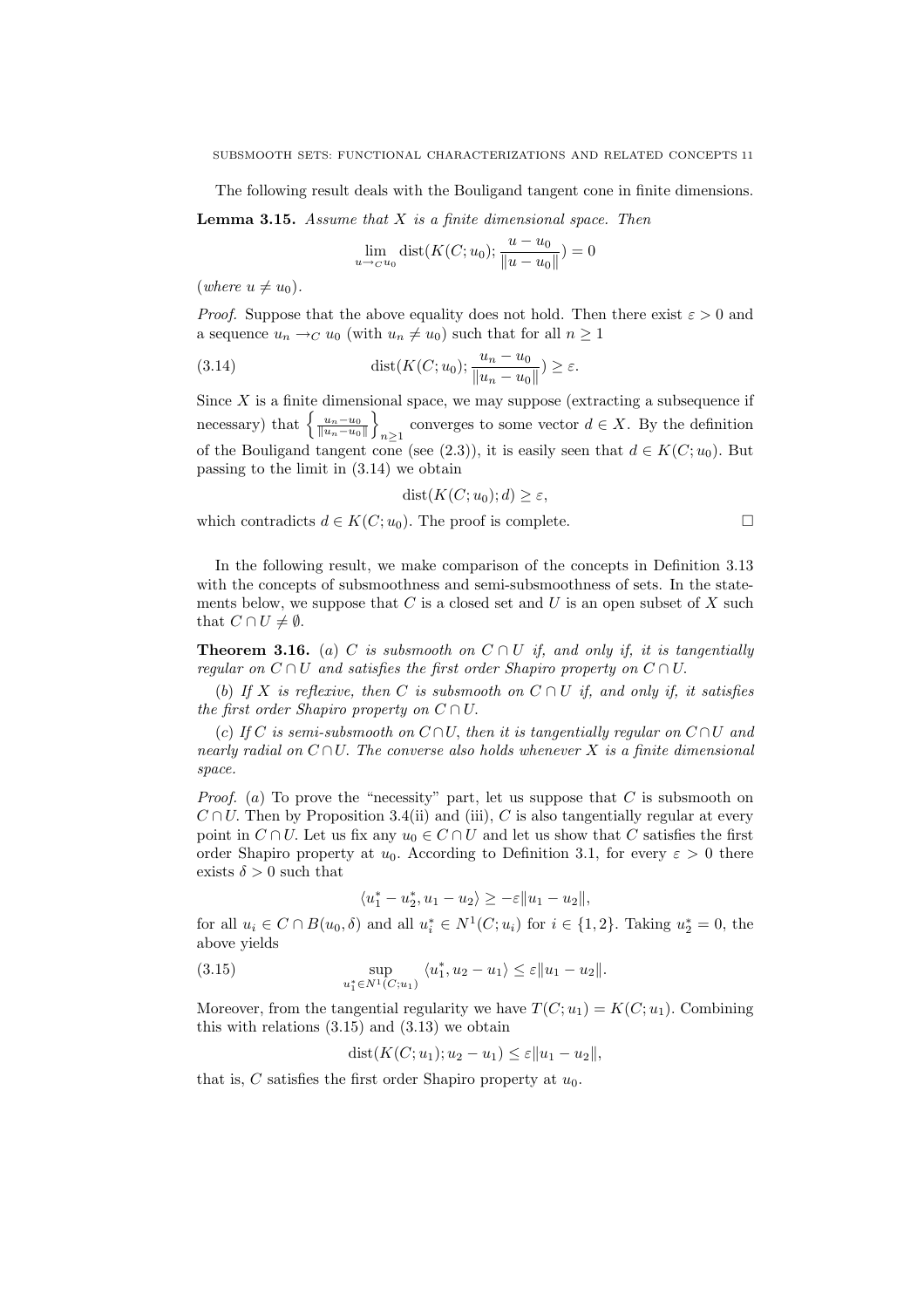The following result deals with the Bouligand tangent cone in finite dimensions.

**Lemma 3.15.** *Assume that $X$ is a finite dimensional space. Then*

$$\lim_{u \to_C u_0} \operatorname{dist}(K(C; u_0); \frac{u - u_0}{\|u - u_0\|}) = 0$$

(*where $u \neq u_0$*).

*Proof.* Suppose that the above equality does not hold. Then there exist $\varepsilon > 0$ and a sequence $u_n \to_C u_0$ (with $u_n \neq u_0$) such that for all $n \geq 1$

$$\operatorname{dist}(K(C; u_0); \frac{u_n - u_0}{\|u_n - u_0\|}) \geq \varepsilon. \tag{3.14}$$

Since $X$ is a finite dimensional space, we may suppose (extracting a subsequence if necessary) that $\left\{ \frac{u_n - u_0}{\|u_n - u_0\|} \right\}_{n \geq 1}$ converges to some vector $d \in X$. By the definition of the Bouligand tangent cone (see (2.3)), it is easily seen that $d \in K(C; u_0)$. But passing to the limit in (3.14) we obtain

$$\operatorname{dist}(K(C; u_0); d) \geq \varepsilon,$$

which contradicts $d \in K(C; u_0)$. The proof is complete. □

In the following result, we make comparison of the concepts in Definition 3.13 with the concepts of subsmoothness and semi-subsmoothness of sets. In the statements below, we suppose that $C$ is a closed set and $U$ is an open subset of $X$ such that $C \cap U \neq \emptyset$.

**Theorem 3.16.** (*a*) *$C$ is subsmooth on $C \cap U$ if, and only if, it is tangentially regular on $C \cap U$ and satisfies the first order Shapiro property on $C \cap U$.*

(*b*) *If $X$ is reflexive, then $C$ is subsmooth on $C \cap U$ if, and only if, it satisfies the first order Shapiro property on $C \cap U$.*

(*c*) *If $C$ is semi-subsmooth on $C \cap U$, then it is tangentially regular on $C \cap U$ and nearly radial on $C \cap U$. The converse also holds whenever $X$ is a finite dimensional space.*

*Proof.* (*a*) To prove the "necessity" part, let us suppose that $C$ is subsmooth on $C \cap U$. Then by Proposition 3.4(ii) and (iii), $C$ is also tangentially regular at every point in $C \cap U$. Let us fix any $u_0 \in C \cap U$ and let us show that $C$ satisfies the first order Shapiro property at $u_0$. According to Definition 3.1, for every $\varepsilon > 0$ there exists $\delta > 0$ such that

$$\langle u_1^* - u_2^*, u_1 - u_2 \rangle \geq -\varepsilon \|u_1 - u_2\|,$$

for all $u_i \in C \cap B(u_0, \delta)$ and all $u_i^* \in N^1(C; u_i)$ for $i \in \{1, 2\}$. Taking $u_2^* = 0$, the above yields

$$\sup_{u_1^* \in N^1(C; u_1)} \langle u_1^*, u_2 - u_1 \rangle \leq \varepsilon \|u_1 - u_2\|. \tag{3.15}$$

Moreover, from the tangential regularity we have $T(C; u_1) = K(C; u_1)$. Combining this with relations (3.15) and (3.13) we obtain

$$\operatorname{dist}(K(C; u_1); u_2 - u_1) \leq \varepsilon \|u_1 - u_2\|,$$

that is, $C$ satisfies the first order Shapiro property at $u_0$.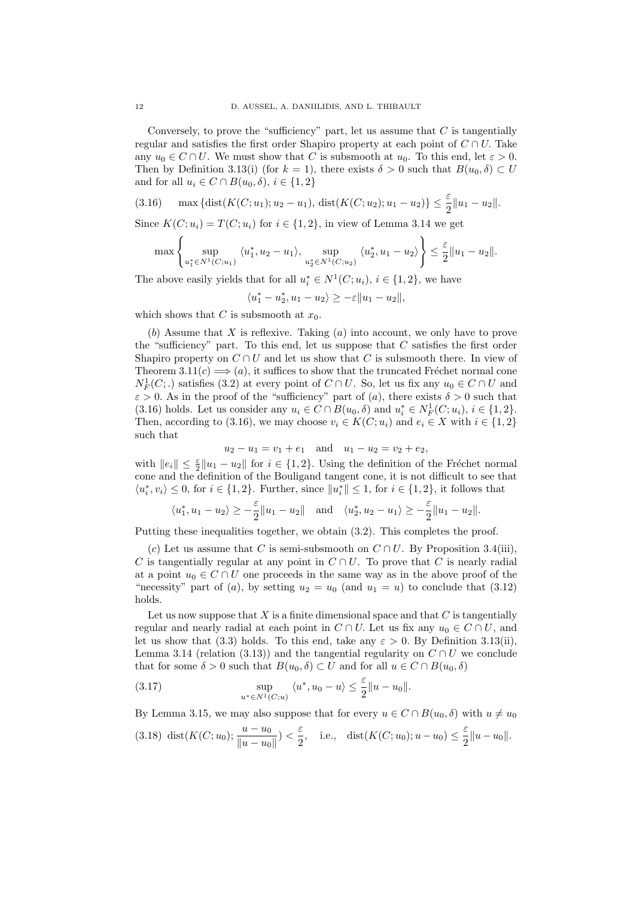Conversely, to prove the "sufficiency" part, let us assume that $C$ is tangentially regular and satisfies the first order Shapiro property at each point of $C \cap U$. Take any $u_0 \in C \cap U$. We must show that $C$ is subsmooth at $u_0$. To this end, let $\varepsilon > 0$. Then by Definition 3.13(i) (for $k = 1$), there exists $\delta > 0$ such that $B(u_0, \delta) \subset U$ and for all $u_i \in C \cap B(u_0, \delta)$, $i \in \{1, 2\}$

$$\max \{\text{dist}(K(C; u_1); u_2 - u_1),\ \text{dist}(K(C; u_2); u_1 - u_2)\} \leq \frac{\varepsilon}{2}\|u_1 - u_2\|. \tag{3.16}$$

Since $K(C; u_i) = T(C; u_i)$ for $i \in \{1, 2\}$, in view of Lemma 3.14 we get

$$\max \left\{ \sup_{u_1^* \in N^1(C;u_1)} \langle u_1^*, u_2 - u_1 \rangle,\ \sup_{u_2^* \in N^1(C;u_2)} \langle u_2^*, u_1 - u_2 \rangle \right\} \leq \frac{\varepsilon}{2}\|u_1 - u_2\|.$$

The above easily yields that for all $u_i^* \in N^1(C; u_i)$, $i \in \{1, 2\}$, we have

$$\langle u_1^* - u_2^*, u_1 - u_2 \rangle \geq -\varepsilon \|u_1 - u_2\|,$$

which shows that $C$ is subsmooth at $x_0$.

(*b*) Assume that $X$ is reflexive. Taking (*a*) into account, we only have to prove the "sufficiency" part. To this end, let us suppose that $C$ satisfies the first order Shapiro property on $C \cap U$ and let us show that $C$ is subsmooth there. In view of Theorem 3.11$(c) \Longrightarrow (a)$, it suffices to show that the truncated Fréchet normal cone $N_F^1(C; .)$ satisfies (3.2) at every point of $C \cap U$. So, let us fix any $u_0 \in C \cap U$ and $\varepsilon > 0$. As in the proof of the "sufficiency" part of (*a*), there exists $\delta > 0$ such that (3.16) holds. Let us consider any $u_i \in C \cap B(u_0, \delta)$ and $u_i^* \in N_F^1(C; u_i)$, $i \in \{1, 2\}$. Then, according to (3.16), we may choose $v_i \in K(C; u_i)$ and $e_i \in X$ with $i \in \{1, 2\}$ such that

$$u_2 - u_1 = v_1 + e_1 \quad \text{and} \quad u_1 - u_2 = v_2 + e_2,$$

with $\|e_i\| \leq \frac{\varepsilon}{2}\|u_1 - u_2\|$ for $i \in \{1, 2\}$. Using the definition of the Fréchet normal cone and the definition of the Bouligand tangent cone, it is not difficult to see that $\langle u_i^*, v_i \rangle \leq 0$, for $i \in \{1, 2\}$. Further, since $\|u_i^*\| \leq 1$, for $i \in \{1, 2\}$, it follows that

$$\langle u_1^*, u_1 - u_2 \rangle \geq -\frac{\varepsilon}{2}\|u_1 - u_2\| \quad \text{and} \quad \langle u_2^*, u_2 - u_1 \rangle \geq -\frac{\varepsilon}{2}\|u_1 - u_2\|.$$

Putting these inequalities together, we obtain (3.2). This completes the proof.

(*c*) Let us assume that $C$ is semi-subsmooth on $C \cap U$. By Proposition 3.4(iii), $C$ is tangentially regular at any point in $C \cap U$. To prove that $C$ is nearly radial at a point $u_0 \in C \cap U$ one proceeds in the same way as in the above proof of the "necessity" part of (*a*), by setting $u_2 = u_0$ (and $u_1 = u$) to conclude that (3.12) holds.

Let us now suppose that $X$ is a finite dimensional space and that $C$ is tangentially regular and nearly radial at each point in $C \cap U$. Let us fix any $u_0 \in C \cap U$, and let us show that (3.3) holds. To this end, take any $\varepsilon > 0$. By Definition 3.13(ii), Lemma 3.14 (relation (3.13)) and the tangential regularity on $C \cap U$ we conclude that for some $\delta > 0$ such that $B(u_0, \delta) \subset U$ and for all $u \in C \cap B(u_0, \delta)$

$$\sup_{u^* \in N^1(C;u)} \langle u^*, u_0 - u \rangle \leq \frac{\varepsilon}{2}\|u - u_0\|. \tag{3.17}$$

By Lemma 3.15, we may also suppose that for every $u \in C \cap B(u_0, \delta)$ with $u \neq u_0$

$$\text{dist}(K(C; u_0); \frac{u - u_0}{\|u - u_0\|}) < \frac{\varepsilon}{2}, \quad \text{i.e.,} \quad \text{dist}(K(C; u_0); u - u_0) \leq \frac{\varepsilon}{2}\|u - u_0\|. \tag{3.18}$$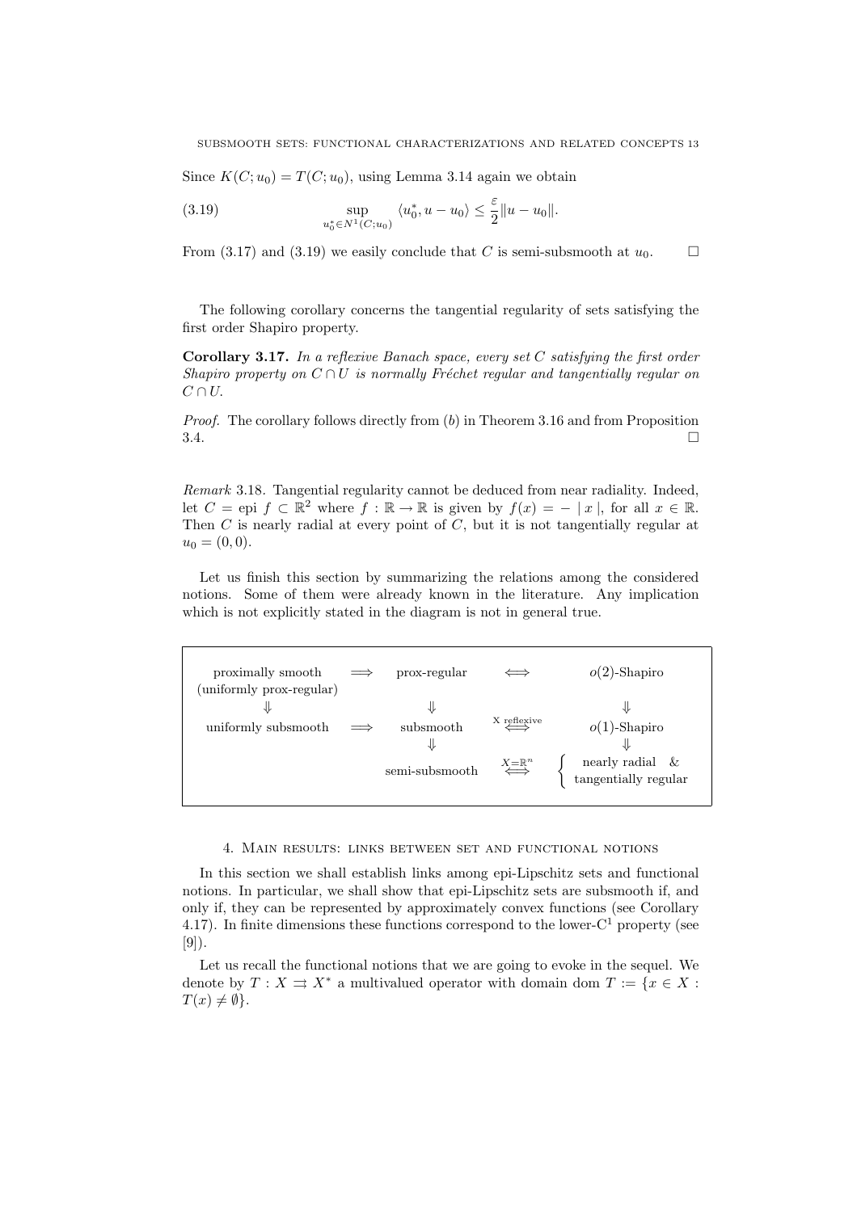Since $K(C;u_0) = T(C;u_0)$, using Lemma 3.14 again we obtain

$$\sup_{u_0^* \in N^1(C;u_0)} \langle u_0^*, u - u_0 \rangle \leq \frac{\varepsilon}{2} \|u - u_0\|. \tag{3.19}$$

From (3.17) and (3.19) we easily conclude that $C$ is semi-subsmooth at $u_0$. $\square$

The following corollary concerns the tangential regularity of sets satisfying the first order Shapiro property.

**Corollary 3.17.** *In a reflexive Banach space, every set $C$ satisfying the first order Shapiro property on $C \cap U$ is normally Fréchet regular and tangentially regular on $C \cap U$.*

*Proof.* The corollary follows directly from $(b)$ in Theorem 3.16 and from Proposition 3.4. $\square$

*Remark* 3.18. Tangential regularity cannot be deduced from near radiality. Indeed, let $C = \text{epi}\, f \subset \mathbb{R}^2$ where $f : \mathbb{R} \to \mathbb{R}$ is given by $f(x) = - \mid x \mid$, for all $x \in \mathbb{R}$. Then $C$ is nearly radial at every point of $C$, but it is not tangentially regular at $u_0 = (0,0)$.

Let us finish this section by summarizing the relations among the considered notions. Some of them were already known in the literature. Any implication which is not explicitly stated in the diagram is not in general true.

| | | | | |
|---|---|---|---|---|
| proximally smooth (uniformly prox-regular) | $\Longrightarrow$ | prox-regular | $\Longleftrightarrow$ | $o(2)$-Shapiro |
| $\Downarrow$ | | $\Downarrow$ | | $\Downarrow$ |
| uniformly subsmooth | $\Longrightarrow$ | subsmooth | $\overset{\text{X reflexive}}{\Longleftrightarrow}$ | $o(1)$-Shapiro |
| | | $\Downarrow$ | | $\Downarrow$ |
| | | semi-subsmooth | $\overset{X=\mathbb{R}^n}{\Longleftrightarrow}$ | nearly radial & tangentially regular |

## 4. Main results: links between set and functional notions

In this section we shall establish links among epi-Lipschitz sets and functional notions. In particular, we shall show that epi-Lipschitz sets are subsmooth if, and only if, they can be represented by approximately convex functions (see Corollary 4.17). In finite dimensions these functions correspond to the lower-$C^1$ property (see [9]).

Let us recall the functional notions that we are going to evoke in the sequel. We denote by $T : X \rightrightarrows X^*$ a multivalued operator with domain $\text{dom}\, T := \{x \in X : T(x) \neq \emptyset\}$.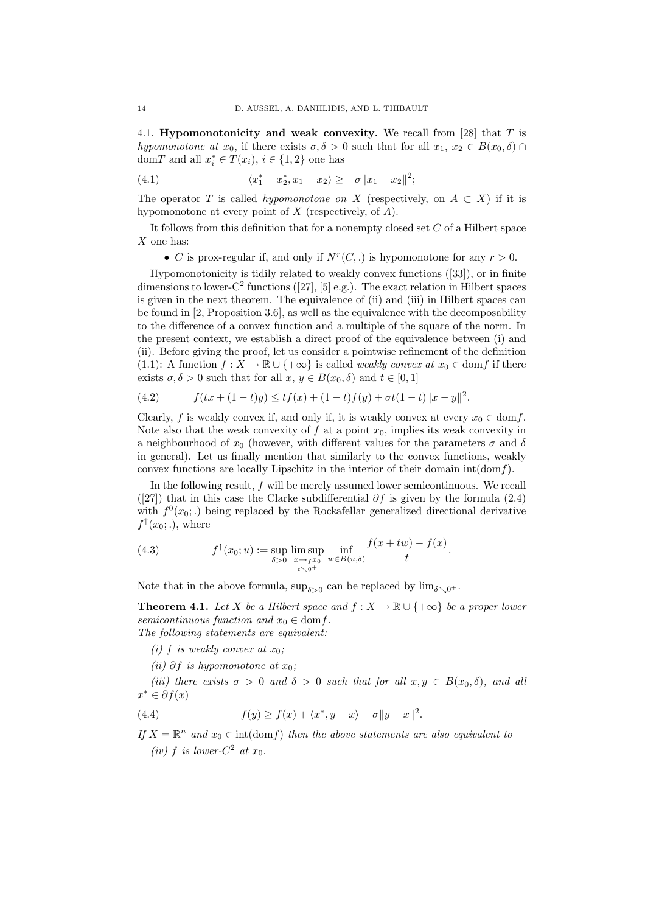4.1. **Hypomonotonicity and weak convexity.** We recall from [28] that $T$ is *hypomonotone at* $x_0$, if there exists $\sigma, \delta > 0$ such that for all $x_1,\, x_2 \in B(x_0, \delta) \cap \mathrm{dom}T$ and all $x_i^* \in T(x_i)$, $i \in \{1, 2\}$ one has

$$\langle x_1^* - x_2^*, x_1 - x_2 \rangle \geq -\sigma \|x_1 - x_2\|^2; \tag{4.1}$$

The operator $T$ is called *hypomonotone on* $X$ (respectively, on $A \subset X$) if it is hypomonotone at every point of $X$ (respectively, of $A$).

It follows from this definition that for a nonempty closed set $C$ of a Hilbert space $X$ one has:

- $C$ is prox-regular if, and only if $N^r(C, .)$ is hypomonotone for any $r > 0$.

Hypomonotonicity is tidily related to weakly convex functions ([33]), or in finite dimensions to lower-$C^2$ functions ([27], [5] e.g.). The exact relation in Hilbert spaces is given in the next theorem. The equivalence of (ii) and (iii) in Hilbert spaces can be found in [2, Proposition 3.6], as well as the equivalence with the decomposability to the difference of a convex function and a multiple of the square of the norm. In the present context, we establish a direct proof of the equivalence between (i) and (ii). Before giving the proof, let us consider a pointwise refinement of the definition (1.1): A function $f : X \to \mathbb{R} \cup \{+\infty\}$ is called *weakly convex at* $x_0 \in \mathrm{dom} f$ if there exists $\sigma, \delta > 0$ such that for all $x,\, y \in B(x_0, \delta)$ and $t \in [0, 1]$

$$f(tx + (1-t)y) \leq tf(x) + (1-t)f(y) + \sigma t(1-t)\|x - y\|^2. \tag{4.2}$$

Clearly, $f$ is weakly convex if, and only if, it is weakly convex at every $x_0 \in \mathrm{dom} f$. Note also that the weak convexity of $f$ at a point $x_0$, implies its weak convexity in a neighbourhood of $x_0$ (however, with different values for the parameters $\sigma$ and $\delta$ in general). Let us finally mention that similarly to the convex functions, weakly convex functions are locally Lipschitz in the interior of their domain $\mathrm{int}(\mathrm{dom} f)$.

In the following result, $f$ will be merely assumed lower semicontinuous. We recall ([27]) that in this case the Clarke subdifferential $\partial f$ is given by the formula (2.4) with $f^0(x_0; .)$ being replaced by the Rockafellar generalized directional derivative $f^{\uparrow}(x_0; .)$, where

$$f^{\uparrow}(x_0; u) := \sup_{\delta > 0} \limsup_{\substack{x \to_f x_0 \\ t \searrow 0^+}} \inf_{w \in B(u, \delta)} \frac{f(x + tw) - f(x)}{t}. \tag{4.3}$$

Note that in the above formula, $\sup_{\delta > 0}$ can be replaced by $\lim_{\delta \searrow 0^+}$.

**Theorem 4.1.** *Let $X$ be a Hilbert space and $f : X \to \mathbb{R} \cup \{+\infty\}$ be a proper lower semicontinuous function and $x_0 \in \mathrm{dom} f$.*
*The following statements are equivalent:*

*(i) $f$ is weakly convex at $x_0$;*

*(ii) $\partial f$ is hypomonotone at $x_0$;*

*(iii) there exists $\sigma > 0$ and $\delta > 0$ such that for all $x, y \in B(x_0, \delta)$, and all $x^* \in \partial f(x)$*

$$f(y) \geq f(x) + \langle x^*, y - x \rangle - \sigma \|y - x\|^2. \tag{4.4}$$

*If $X = \mathbb{R}^n$ and $x_0 \in \mathrm{int}(\mathrm{dom} f)$ then the above statements are also equivalent to*

*(iv) $f$ is lower-$C^2$ at $x_0$.*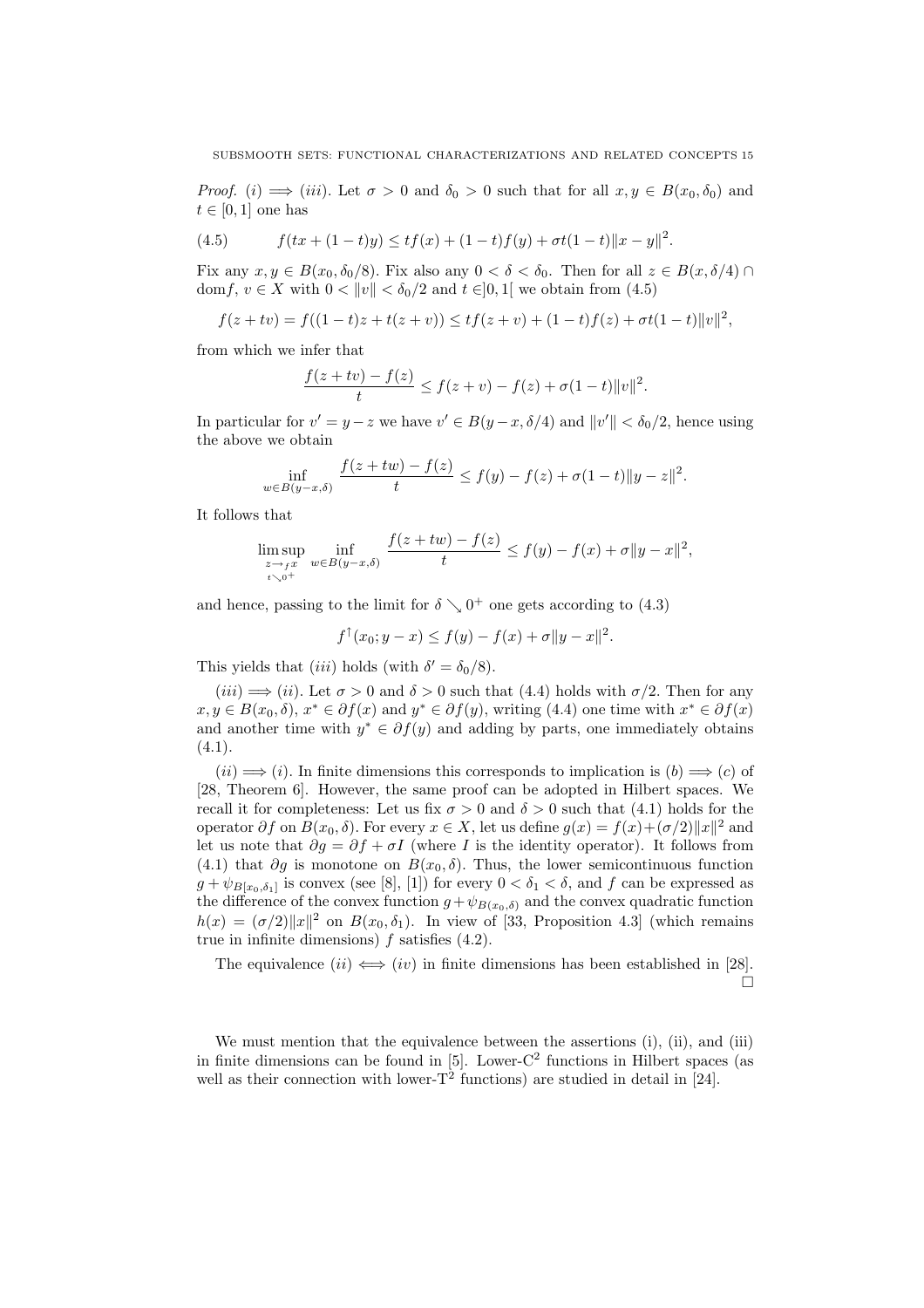*Proof.* (i) $\Longrightarrow$ (iii). Let $\sigma > 0$ and $\delta_0 > 0$ such that for all $x, y \in B(x_0, \delta_0)$ and $t \in [0, 1]$ one has

$$f(tx + (1-t)y) \leq tf(x) + (1-t)f(y) + \sigma t(1-t)\|x - y\|^2. \tag{4.5}$$

Fix any $x, y \in B(x_0, \delta_0/8)$. Fix also any $0 < \delta < \delta_0$. Then for all $z \in B(x, \delta/4) \cap \mathrm{dom} f$, $v \in X$ with $0 < \|v\| < \delta_0/2$ and $t \in ]0, 1[$ we obtain from (4.5)

$$f(z + tv) = f((1-t)z + t(z+v)) \leq tf(z+v) + (1-t)f(z) + \sigma t(1-t)\|v\|^2,$$

from which we infer that

$$\frac{f(z + tv) - f(z)}{t} \leq f(z + v) - f(z) + \sigma(1-t)\|v\|^2.$$

In particular for $v' = y - z$ we have $v' \in B(y - x, \delta/4)$ and $\|v'\| < \delta_0/2$, hence using the above we obtain

$$\inf_{w \in B(y-x,\delta)} \frac{f(z + tw) - f(z)}{t} \leq f(y) - f(z) + \sigma(1-t)\|y - z\|^2.$$

It follows that

$$\limsup_{\substack{z \to_f x \\ t \searrow 0^+}} \inf_{w \in B(y-x,\delta)} \frac{f(z + tw) - f(z)}{t} \leq f(y) - f(x) + \sigma\|y - x\|^2,$$

and hence, passing to the limit for $\delta \searrow 0^+$ one gets according to (4.3)

$$f^{\uparrow}(x_0; y - x) \leq f(y) - f(x) + \sigma\|y - x\|^2.$$

This yields that (iii) holds (with $\delta' = \delta_0/8$).

(iii) $\Longrightarrow$ (ii). Let $\sigma > 0$ and $\delta > 0$ such that (4.4) holds with $\sigma/2$. Then for any $x, y \in B(x_0, \delta)$, $x^* \in \partial f(x)$ and $y^* \in \partial f(y)$, writing (4.4) one time with $x^* \in \partial f(x)$ and another time with $y^* \in \partial f(y)$ and adding by parts, one immediately obtains (4.1).

(ii) $\Longrightarrow$ (i). In finite dimensions this corresponds to implication is (b) $\Longrightarrow$ (c) of [28, Theorem 6]. However, the same proof can be adopted in Hilbert spaces. We recall it for completeness: Let us fix $\sigma > 0$ and $\delta > 0$ such that (4.1) holds for the operator $\partial f$ on $B(x_0, \delta)$. For every $x \in X$, let us define $g(x) = f(x) + (\sigma/2)\|x\|^2$ and let us note that $\partial g = \partial f + \sigma I$ (where $I$ is the identity operator). It follows from (4.1) that $\partial g$ is monotone on $B(x_0, \delta)$. Thus, the lower semicontinuous function $g + \psi_{B[x_0,\delta_1]}$ is convex (see [8], [1]) for every $0 < \delta_1 < \delta$, and $f$ can be expressed as the difference of the convex function $g + \psi_{B(x_0,\delta)}$ and the convex quadratic function $h(x) = (\sigma/2)\|x\|^2$ on $B(x_0, \delta_1)$. In view of [33, Proposition 4.3] (which remains true in infinite dimensions) $f$ satisfies (4.2).

The equivalence (ii) $\Longleftrightarrow$ (iv) in finite dimensions has been established in [28]. $\square$

We must mention that the equivalence between the assertions (i), (ii), and (iii) in finite dimensions can be found in [5]. Lower-$C^2$ functions in Hilbert spaces (as well as their connection with lower-$T^2$ functions) are studied in detail in [24].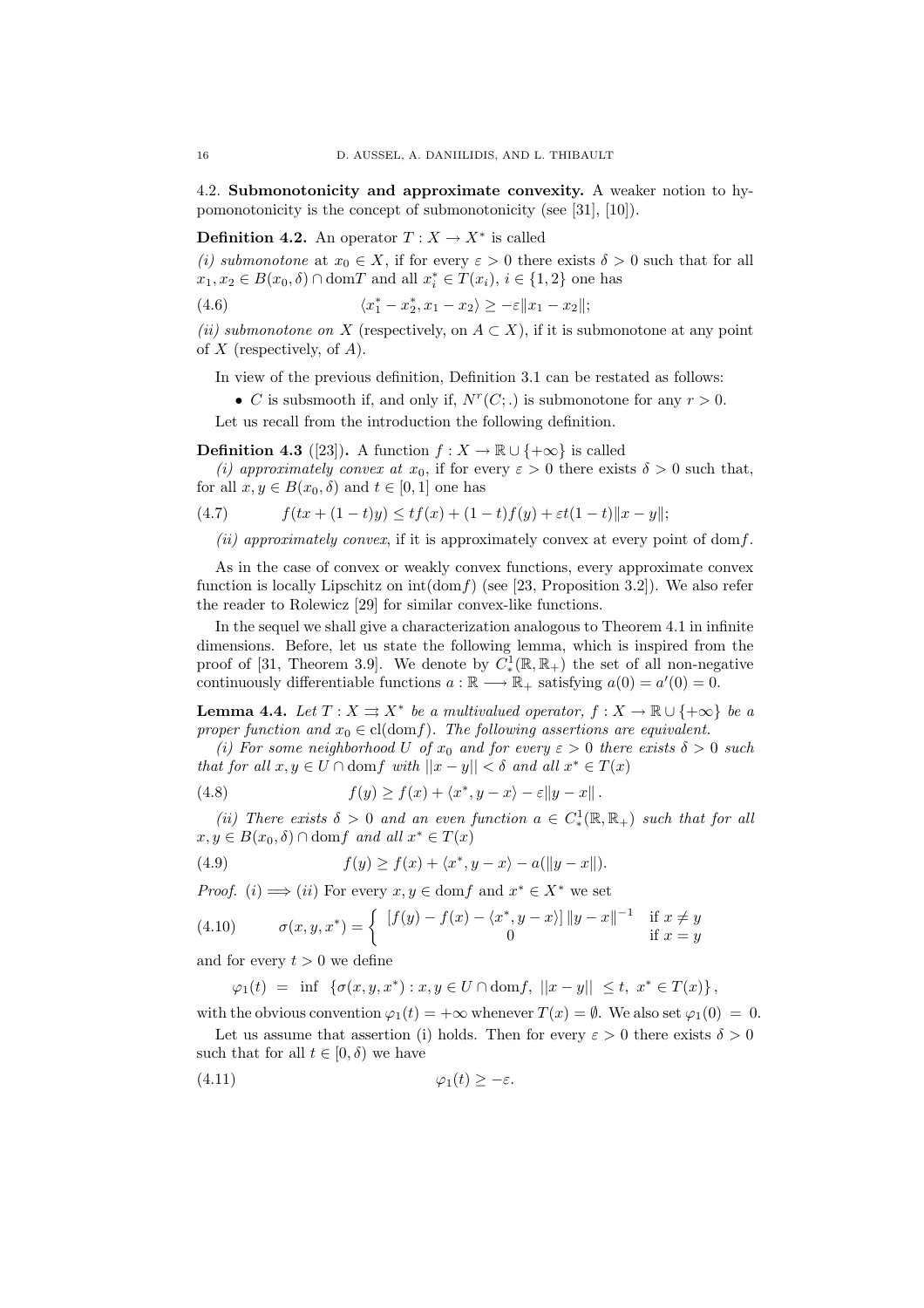4.2. **Submonotonicity and approximate convexity.** A weaker notion to hypomonotonicity is the concept of submonotonicity (see [31], [10]).

**Definition 4.2.** An operator $T : X \to X^*$ is called

*(i) submonotone* at $x_0 \in X$, if for every $\varepsilon > 0$ there exists $\delta > 0$ such that for all $x_1, x_2 \in B(x_0, \delta) \cap \operatorname{dom} T$ and all $x_i^* \in T(x_i)$, $i \in \{1, 2\}$ one has

$$\langle x_1^* - x_2^*, x_1 - x_2 \rangle \geq -\varepsilon \|x_1 - x_2\|; \tag{4.6}$$

*(ii) submonotone on* $X$ (respectively, on $A \subset X$), if it is submonotone at any point of $X$ (respectively, of $A$).

In view of the previous definition, Definition 3.1 can be restated as follows:

- $C$ is subssmooth if, and only if, $N^r(C; .)$ is submonotone for any $r > 0$.

Let us recall from the introduction the following definition.

**Definition 4.3** ([23]). A function $f : X \to \mathbb{R} \cup \{+\infty\}$ is called

*(i) approximately convex at* $x_0$, if for every $\varepsilon > 0$ there exists $\delta > 0$ such that, for all $x, y \in B(x_0, \delta)$ and $t \in [0, 1]$ one has

$$f(tx + (1-t)y) \leq tf(x) + (1-t)f(y) + \varepsilon t(1-t)\|x - y\|; \tag{4.7}$$

*(ii) approximately convex*, if it is approximately convex at every point of $\operatorname{dom} f$.

As in the case of convex or weakly convex functions, every approximate convex function is locally Lipschitz on $\operatorname{int}(\operatorname{dom} f)$ (see [23, Proposition 3.2]). We also refer the reader to Rolewicz [29] for similar convex-like functions.

In the sequel we shall give a characterization analogous to Theorem 4.1 in infinite dimensions. Before, let us state the following lemma, which is inspired from the proof of [31, Theorem 3.9]. We denote by $C_*^1(\mathbb{R}, \mathbb{R}_+)$ the set of all non-negative continuously differentiable functions $a : \mathbb{R} \longrightarrow \mathbb{R}_+$ satisfying $a(0) = a'(0) = 0$.

**Lemma 4.4.** *Let $T : X \rightrightarrows X^*$ be a multivalued operator, $f : X \to \mathbb{R} \cup \{+\infty\}$ be a proper function and $x_0 \in \operatorname{cl}(\operatorname{dom} f)$. The following assertions are equivalent.*

*(i) For some neighborhood $U$ of $x_0$ and for every $\varepsilon > 0$ there exists $\delta > 0$ such that for all $x, y \in U \cap \operatorname{dom} f$ with $||x - y|| < \delta$ and all $x^* \in T(x)$*

$$f(y) \geq f(x) + \langle x^*, y - x \rangle - \varepsilon \|y - x\|. \tag{4.8}$$

*(ii) There exists $\delta > 0$ and an even function $a \in C_*^1(\mathbb{R}, \mathbb{R}_+)$ such that for all $x, y \in B(x_0, \delta) \cap \operatorname{dom} f$ and all $x^* \in T(x)$*

$$f(y) \geq f(x) + \langle x^*, y - x \rangle - a(\|y - x\|). \tag{4.9}$$

*Proof.* $(i) \Longrightarrow (ii)$ For every $x, y \in \operatorname{dom} f$ and $x^* \in X^*$ we set

$$\sigma(x, y, x^*) = \begin{cases} [f(y) - f(x) - \langle x^*, y - x \rangle] \|y - x\|^{-1} & \text{if } x \neq y \\ 0 & \text{if } x = y \end{cases} \tag{4.10}$$

and for every $t > 0$ we define

$$\varphi_1(t) \ = \ \inf \ \{\sigma(x, y, x^*) : x, y \in U \cap \operatorname{dom} f, \ ||x - y|| \ \leq t, \ x^* \in T(x)\},$$

with the obvious convention $\varphi_1(t) = +\infty$ whenever $T(x) = \emptyset$. We also set $\varphi_1(0) \ = \ 0$.

Let us assume that assertion (i) holds. Then for every $\varepsilon > 0$ there exists $\delta > 0$ such that for all $t \in [0, \delta)$ we have

$$\varphi_1(t) \geq -\varepsilon. \tag{4.11}$$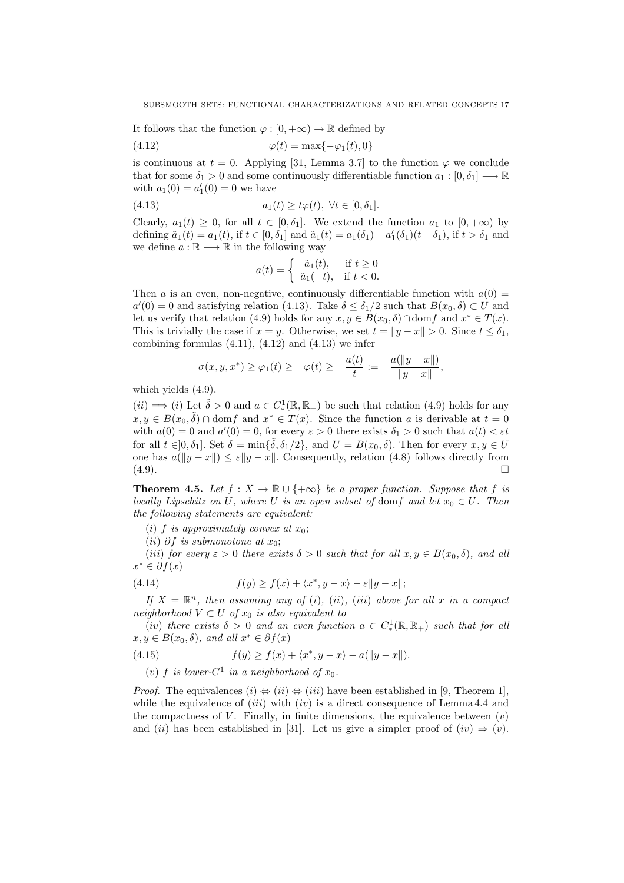It follows that the function $\varphi : [0, +\infty) \to \mathbb{R}$ defined by

$$\varphi(t) = \max\{-\varphi_1(t), 0\} \tag{4.12}$$

is continuous at $t = 0$. Applying [31, Lemma 3.7] to the function $\varphi$ we conclude that for some $\delta_1 > 0$ and some continuously differentiable function $a_1 : [0, \delta_1] \longrightarrow \mathbb{R}$ with $a_1(0) = a_1'(0) = 0$ we have

$$a_1(t) \geq t\varphi(t), \ \forall t \in [0, \delta_1]. \tag{4.13}$$

Clearly, $a_1(t) \geq 0$, for all $t \in [0, \delta_1]$. We extend the function $a_1$ to $[0, +\infty)$ by defining $\tilde{a}_1(t) = a_1(t)$, if $t \in [0, \delta_1]$ and $\tilde{a}_1(t) = a_1(\delta_1) + a_1'(\delta_1)(t - \delta_1)$, if $t > \delta_1$ and we define $a : \mathbb{R} \longrightarrow \mathbb{R}$ in the following way

$$a(t) = \begin{cases} \tilde{a}_1(t), & \text{if } t \geq 0 \\ \tilde{a}_1(-t), & \text{if } t < 0. \end{cases}$$

Then $a$ is an even, non-negative, continuously differentiable function with $a(0) = a'(0) = 0$ and satisfying relation (4.13). Take $\delta \leq \delta_1/2$ such that $B(x_0, \delta) \subset U$ and let us verify that relation (4.9) holds for any $x, y \in B(x_0, \delta) \cap \operatorname{dom} f$ and $x^* \in T(x)$. This is trivially the case if $x = y$. Otherwise, we set $t = \|y - x\| > 0$. Since $t \leq \delta_1$, combining formulas (4.11), (4.12) and (4.13) we infer

$$\sigma(x, y, x^*) \geq \varphi_1(t) \geq -\varphi(t) \geq -\frac{a(t)}{t} := -\frac{a(\|y - x\|)}{\|y - x\|},$$

which yields (4.9).

$(ii) \Longrightarrow (i)$ Let $\tilde{\delta} > 0$ and $a \in C_*^1(\mathbb{R}, \mathbb{R}_+)$ be such that relation (4.9) holds for any $x, y \in B(x_0, \tilde{\delta}) \cap \operatorname{dom} f$ and $x^* \in T(x)$. Since the function $a$ is derivable at $t = 0$ with $a(0) = 0$ and $a'(0) = 0$, for every $\varepsilon > 0$ there exists $\delta_1 > 0$ such that $a(t) < \varepsilon t$ for all $t \in ]0, \delta_1]$. Set $\delta = \min\{\tilde{\delta}, \delta_1/2\}$, and $U = B(x_0, \delta)$. Then for every $x, y \in U$ one has $a(\|y - x\|) \leq \varepsilon \|y - x\|$. Consequently, relation (4.8) follows directly from (4.9). $\square$

**Theorem 4.5.** *Let $f : X \to \mathbb{R} \cup \{+\infty\}$ be a proper function. Suppose that $f$ is locally Lipschitz on $U$, where $U$ is an open subset of $\operatorname{dom} f$ and let $x_0 \in U$. Then the following statements are equivalent:*

*$(i)$ $f$ is approximately convex at $x_0$;*

*$(ii)$ $\partial f$ is submonotone at $x_0$;*

*$(iii)$ for every $\varepsilon > 0$ there exists $\delta > 0$ such that for all $x, y \in B(x_0, \delta)$, and all $x^* \in \partial f(x)$*

$$f(y) \geq f(x) + \langle x^*, y - x\rangle - \varepsilon\|y - x\|; \tag{4.14}$$

*If $X = \mathbb{R}^n$, then assuming any of $(i)$, $(ii)$, $(iii)$ above for all $x$ in a compact neighborhood $V \subset U$ of $x_0$ is also equivalent to*

*$(iv)$ there exists $\delta > 0$ and an even function $a \in C_*^1(\mathbb{R}, \mathbb{R}_+)$ such that for all $x, y \in B(x_0, \delta)$, and all $x^* \in \partial f(x)$*

$$f(y) \geq f(x) + \langle x^*, y - x\rangle - a(\|y - x\|). \tag{4.15}$$

*$(v)$ $f$ is lower-$C^1$ in a neighborhood of $x_0$.*

*Proof.* The equivalences $(i) \Leftrightarrow (ii) \Leftrightarrow (iii)$ have been established in [9, Theorem 1], while the equivalence of $(iii)$ with $(iv)$ is a direct consequence of Lemma 4.4 and the compactness of $V$. Finally, in finite dimensions, the equivalence between $(v)$ and $(ii)$ has been established in [31]. Let us give a simpler proof of $(iv) \Rightarrow (v)$.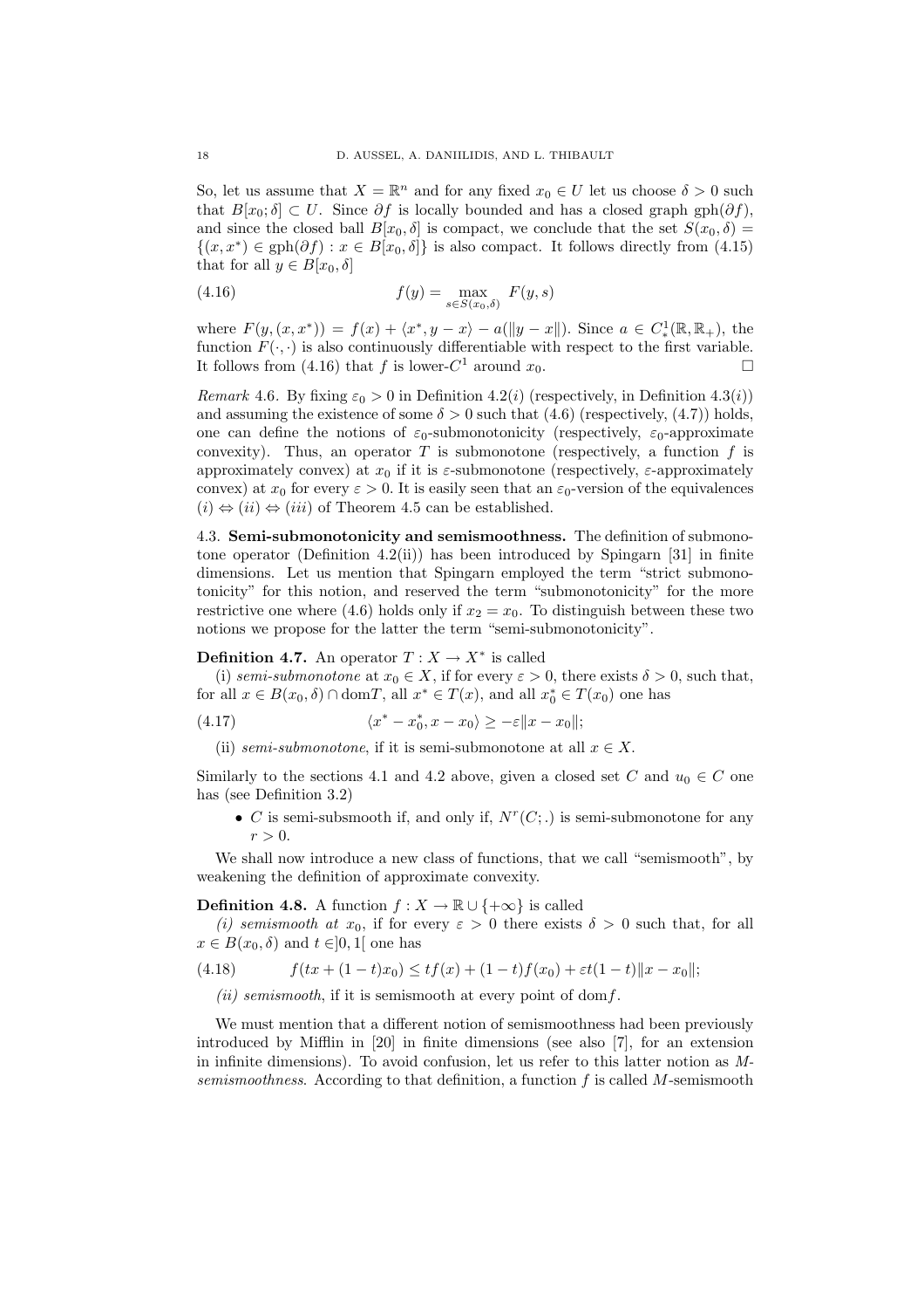So, let us assume that $X = \mathbb{R}^n$ and for any fixed $x_0 \in U$ let us choose $\delta > 0$ such that $B[x_0; \delta] \subset U$. Since $\partial f$ is locally bounded and has a closed graph $\text{gph}(\partial f)$, and since the closed ball $B[x_0, \delta]$ is compact, we conclude that the set $S(x_0, \delta) = \{(x, x^*) \in \text{gph}(\partial f) : x \in B[x_0, \delta]\}$ is also compact. It follows directly from (4.15) that for all $y \in B[x_0, \delta]$

$$f(y) = \max_{s \in S(x_0, \delta)} F(y, s) \tag{4.16}$$

where $F(y, (x, x^*)) = f(x) + \langle x^*, y - x \rangle - a(\|y - x\|)$. Since $a \in C^1_*(\mathbb{R}, \mathbb{R}_+)$, the function $F(\cdot, \cdot)$ is also continuously differentiable with respect to the first variable. It follows from (4.16) that $f$ is lower-$C^1$ around $x_0$. $\square$

*Remark* 4.6. By fixing $\varepsilon_0 > 0$ in Definition 4.2$(i)$ (respectively, in Definition 4.3$(i)$) and assuming the existence of some $\delta > 0$ such that (4.6) (respectively, (4.7)) holds, one can define the notions of $\varepsilon_0$-submonotonicity (respectively, $\varepsilon_0$-approximate convexity). Thus, an operator $T$ is submonotone (respectively, a function $f$ is approximately convex) at $x_0$ if it is $\varepsilon$-submonotone (respectively, $\varepsilon$-approximately convex) at $x_0$ for every $\varepsilon > 0$. It is easily seen that an $\varepsilon_0$-version of the equivalences $(i) \Leftrightarrow (ii) \Leftrightarrow (iii)$ of Theorem 4.5 can be established.

### 4.3. Semi-submonotonicity and semismoothness.

The definition of submonotone operator (Definition 4.2(ii)) has been introduced by Spingarn [31] in finite dimensions. Let us mention that Spingarn employed the term "strict submonotonicity" for this notion, and reserved the term "submonotonicity" for the more restrictive one where (4.6) holds only if $x_2 = x_0$. To distinguish between these two notions we propose for the latter the term "semi-submonotonicity".

**Definition 4.7.** An operator $T : X \to X^*$ is called

(i) *semi-submonotone* at $x_0 \in X$, if for every $\varepsilon > 0$, there exists $\delta > 0$, such that, for all $x \in B(x_0, \delta) \cap \text{dom}T$, all $x^* \in T(x)$, and all $x_0^* \in T(x_0)$ one has

$$\langle x^* - x_0^*, x - x_0 \rangle \geq -\varepsilon \|x - x_0\|; \tag{4.17}$$

(ii) *semi-submonotone*, if it is semi-submonotone at all $x \in X$.

Similarly to the sections 4.1 and 4.2 above, given a closed set $C$ and $u_0 \in C$ one has (see Definition 3.2)

- $C$ is semi-subsmooth if, and only if, $N^r(C; .)$ is semi-submonotone for any $r > 0$.

We shall now introduce a new class of functions, that we call "semismooth", by weakening the definition of approximate convexity.

**Definition 4.8.** A function $f : X \to \mathbb{R} \cup \{+\infty\}$ is called

*(i) semismooth at* $x_0$, if for every $\varepsilon > 0$ there exists $\delta > 0$ such that, for all $x \in B(x_0, \delta)$ and $t \in ]0, 1[$ one has

$$f(tx + (1 - t)x_0) \leq tf(x) + (1 - t)f(x_0) + \varepsilon t(1 - t)\|x - x_0\|; \tag{4.18}$$

*(ii) semismooth*, if it is semismooth at every point of $\text{dom}f$.

We must mention that a different notion of semismoothness had been previously introduced by Mifflin in [20] in finite dimensions (see also [7], for an extension in infinite dimensions). To avoid confusion, let us refer to this latter notion as *M-semismoothness*. According to that definition, a function $f$ is called $M$-semismooth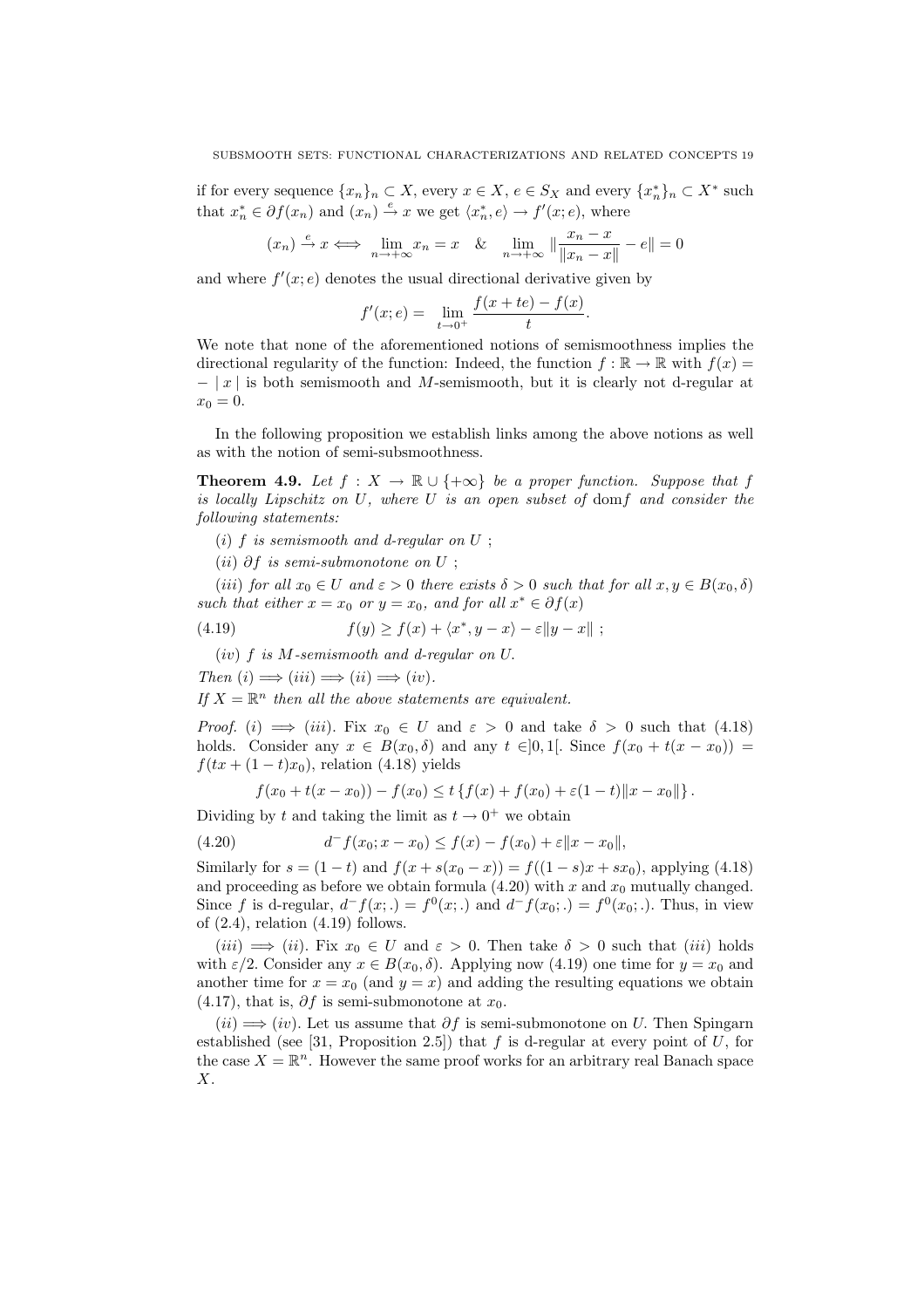if for every sequence $\{x_n\}_n \subset X$, every $x \in X$, $e \in S_X$ and every $\{x_n^*\}_n \subset X^*$ such that $x_n^* \in \partial f(x_n)$ and $(x_n) \xrightarrow{e} x$ we get $\langle x_n^*, e\rangle \to f'(x;e)$, where

$$(x_n) \xrightarrow{e} x \Longleftrightarrow \lim_{n\to+\infty} x_n = x \quad \& \quad \lim_{n\to+\infty} \|\frac{x_n - x}{\|x_n - x\|} - e\| = 0$$

and where $f'(x;e)$ denotes the usual directional derivative given by

$$f'(x;e) = \lim_{t\to 0^+} \frac{f(x+te) - f(x)}{t}.$$

We note that none of the aforementioned notions of semismoothness implies the directional regularity of the function: Indeed, the function $f : \mathbb{R} \to \mathbb{R}$ with $f(x) = -\mid x \mid$ is both semismooth and $M$-semismooth, but it is clearly not d-regular at $x_0 = 0$.

In the following proposition we establish links among the above notions as well as with the notion of semi-subsmoothness.

**Theorem 4.9.** *Let $f : X \to \mathbb{R} \cup \{+\infty\}$ be a proper function. Suppose that $f$ is locally Lipschitz on $U$, where $U$ is an open subset of* dom$f$ *and consider the following statements:*

*(i) $f$ is semismooth and d-regular on $U$ ;*

*(ii) $\partial f$ is semi-submonotone on $U$ ;*

*(iii) for all $x_0 \in U$ and $\varepsilon > 0$ there exists $\delta > 0$ such that for all $x, y \in B(x_0, \delta)$ such that either $x = x_0$ or $y = x_0$, and for all $x^* \in \partial f(x)$*

$$f(y) \geq f(x) + \langle x^*, y - x\rangle - \varepsilon\|y - x\| \ ; \tag{4.19}$$

*(iv) $f$ is $M$-semismooth and d-regular on $U$.*

*Then (i) $\Longrightarrow$ (iii) $\Longrightarrow$ (ii) $\Longrightarrow$ (iv).*

*If $X = \mathbb{R}^n$ then all the above statements are equivalent.*

*Proof.* (i) $\Longrightarrow$ (iii). Fix $x_0 \in U$ and $\varepsilon > 0$ and take $\delta > 0$ such that (4.18) holds. Consider any $x \in B(x_0, \delta)$ and any $t \in ]0, 1[$. Since $f(x_0 + t(x - x_0)) = f(tx + (1-t)x_0)$, relation (4.18) yields

$$f(x_0 + t(x - x_0)) - f(x_0) \leq t\,\{f(x) + f(x_0) + \varepsilon(1-t)\|x - x_0\|\}\,.$$

Dividing by $t$ and taking the limit as $t \to 0^+$ we obtain

$$d^- f(x_0; x - x_0) \leq f(x) - f(x_0) + \varepsilon\|x - x_0\|, \tag{4.20}$$

Similarly for $s = (1-t)$ and $f(x + s(x_0 - x)) = f((1-s)x + sx_0)$, applying (4.18) and proceeding as before we obtain formula (4.20) with $x$ and $x_0$ mutually changed. Since $f$ is d-regular, $d^- f(x;.) = f^0(x;.)$ and $d^- f(x_0;.) = f^0(x_0;.)$. Thus, in view of (2.4), relation (4.19) follows.

(iii) $\Longrightarrow$ (ii). Fix $x_0 \in U$ and $\varepsilon > 0$. Then take $\delta > 0$ such that (iii) holds with $\varepsilon/2$. Consider any $x \in B(x_0, \delta)$. Applying now (4.19) one time for $y = x_0$ and another time for $x = x_0$ (and $y = x$) and adding the resulting equations we obtain (4.17), that is, $\partial f$ is semi-submonotone at $x_0$.

(ii) $\Longrightarrow$ (iv). Let us assume that $\partial f$ is semi-submonotone on $U$. Then Spingarn established (see [31, Proposition 2.5]) that $f$ is d-regular at every point of $U$, for the case $X = \mathbb{R}^n$. However the same proof works for an arbitrary real Banach space $X$.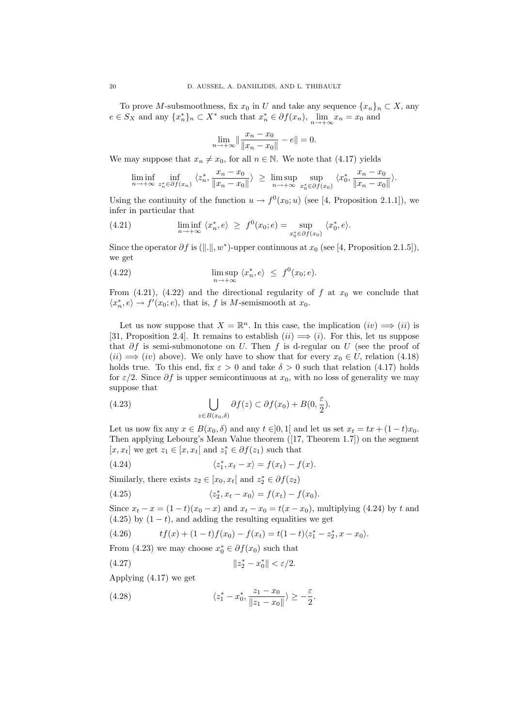To prove $M$-subsmoothness, fix $x_0$ in $U$ and take any sequence $\{x_n\}_n \subset X$, any $e \in S_X$ and any $\{x_n^*\}_n \subset X^*$ such that $x_n^* \in \partial f(x_n)$, $\lim_{n\to+\infty} x_n = x_0$ and

$$\lim_{n\to+\infty} \| \frac{x_n - x_0}{\|x_n - x_0\|} - e\| = 0.$$

We may suppose that $x_n \neq x_0$, for all $n \in \mathbb{N}$. We note that (4.17) yields

$$\liminf_{n\to+\infty} \inf_{z_n^* \in \partial f(x_n)} \langle z_n^*, \frac{x_n - x_0}{\|x_n - x_0\|}\rangle \;\geq\; \limsup_{n\to+\infty} \sup_{x_0^* \in \partial f(x_0)} \langle x_0^*, \frac{x_n - x_0}{\|x_n - x_0\|}\rangle.$$

Using the continuity of the function $u \to f^0(x_0; u)$ (see [4, Proposition 2.1.1]), we infer in particular that

$$\liminf_{n\to+\infty} \langle x_n^*, e\rangle \;\geq\; f^0(x_0; e) = \sup_{x_0^* \in \partial f(x_0)} \langle x_0^*, e\rangle. \tag{4.21}$$

Since the operator $\partial f$ is $(\|.\|, w^*)$-upper continuous at $x_0$ (see [4, Proposition 2.1.5]), we get

$$\limsup_{n\to+\infty} \langle x_n^*, e\rangle \;\leq\; f^0(x_0; e). \tag{4.22}$$

From (4.21), (4.22) and the directional regularity of $f$ at $x_0$ we conclude that $\langle x_n^*, e\rangle \to f'(x_0; e)$, that is, $f$ is $M$-semismooth at $x_0$.

Let us now suppose that $X = \mathbb{R}^n$. In this case, the implication $(iv) \implies (ii)$ is [31, Proposition 2.4]. It remains to establish $(ii) \implies (i)$. For this, let us suppose that $\partial f$ is semi-submonotone on $U$. Then $f$ is d-regular on $U$ (see the proof of $(ii) \implies (iv)$ above). We only have to show that for every $x_0 \in U$, relation (4.18) holds true. To this end, fix $\varepsilon > 0$ and take $\delta > 0$ such that relation (4.17) holds for $\varepsilon/2$. Since $\partial f$ is upper semicontinuous at $x_0$, with no loss of generality we may suppose that

$$\bigcup_{z \in B(x_0,\delta)} \partial f(z) \subset \partial f(x_0) + B(0, \frac{\varepsilon}{2}). \tag{4.23}$$

Let us now fix any $x \in B(x_0, \delta)$ and any $t \in ]0,1[$ and let us set $x_t = tx + (1-t)x_0$. Then applying Lebourg's Mean Value theorem ([17, Theorem 1.7]) on the segment $[x, x_t]$ we get $z_1 \in [x, x_t[$ and $z_1^* \in \partial f(z_1)$ such that

$$\langle z_1^*, x_t - x\rangle = f(x_t) - f(x). \tag{4.24}$$

Similarly, there exists $z_2 \in [x_0, x_t[$ and $z_2^* \in \partial f(z_2)$

$$\langle z_2^*, x_t - x_0\rangle = f(x_t) - f(x_0). \tag{4.25}$$

Since $x_t - x = (1-t)(x_0 - x)$ and $x_t - x_0 = t(x - x_0)$, multiplying (4.24) by $t$ and (4.25) by $(1-t)$, and adding the resulting equalities we get

$$tf(x) + (1-t)f(x_0) - f(x_t) = t(1-t)\langle z_1^* - z_2^*, x - x_0\rangle. \tag{4.26}$$

From (4.23) we may choose $x_0^* \in \partial f(x_0)$ such that

$$\|z_2^* - x_0^*\| < \varepsilon/2. \tag{4.27}$$

Applying (4.17) we get

$$\langle z_1^* - x_0^*, \frac{z_1 - x_0}{\|z_1 - x_0\|}\rangle \geq -\frac{\varepsilon}{2}. \tag{4.28}$$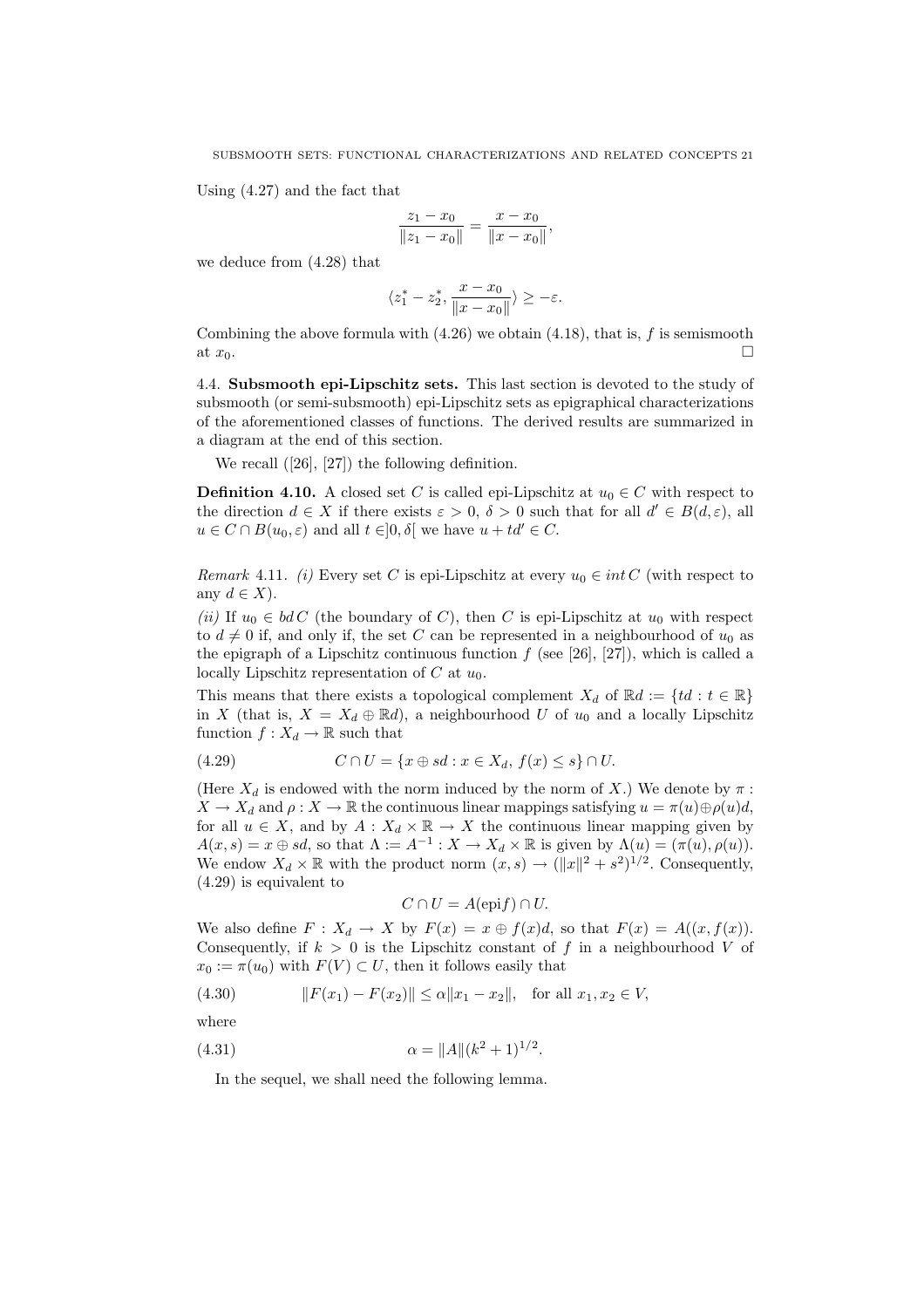Using (4.27) and the fact that

$$\frac{z_1 - x_0}{\|z_1 - x_0\|} = \frac{x - x_0}{\|x - x_0\|},$$

we deduce from (4.28) that

$$\langle z_1^* - z_2^*, \frac{x - x_0}{\|x - x_0\|} \rangle \geq -\varepsilon.$$

Combining the above formula with (4.26) we obtain (4.18), that is, $f$ is semismooth at $x_0$. $\square$

**4.4. Subsmooth epi-Lipschitz sets.** This last section is devoted to the study of subsmooth (or semi-subsmooth) epi-Lipschitz sets as epigraphical characterizations of the aforementioned classes of functions. The derived results are summarized in a diagram at the end of this section.

We recall ([26], [27]) the following definition.

**Definition 4.10.** A closed set $C$ is called epi-Lipschitz at $u_0 \in C$ with respect to the direction $d \in X$ if there exists $\varepsilon > 0$, $\delta > 0$ such that for all $d' \in B(d, \varepsilon)$, all $u \in C \cap B(u_0, \varepsilon)$ and all $t \in ]0, \delta[$ we have $u + td' \in C$.

*Remark* 4.11. *(i)* Every set $C$ is epi-Lipschitz at every $u_0 \in int\, C$ (with respect to any $d \in X$).

*(ii)* If $u_0 \in bd\, C$ (the boundary of $C$), then $C$ is epi-Lipschitz at $u_0$ with respect to $d \neq 0$ if, and only if, the set $C$ can be represented in a neighbourhood of $u_0$ as the epigraph of a Lipschitz continuous function $f$ (see [26], [27]), which is called a locally Lipschitz representation of $C$ at $u_0$.

This means that there exists a topological complement $X_d$ of $\mathbb{R}d := \{td : t \in \mathbb{R}\}$ in $X$ (that is, $X = X_d \oplus \mathbb{R}d$), a neighbourhood $U$ of $u_0$ and a locally Lipschitz function $f : X_d \to \mathbb{R}$ such that

$$C \cap U = \{x \oplus sd : x \in X_d,\ f(x) \leq s\} \cap U. \tag{4.29}$$

(Here $X_d$ is endowed with the norm induced by the norm of $X$.) We denote by $\pi : X \to X_d$ and $\rho : X \to \mathbb{R}$ the continuous linear mappings satisfying $u = \pi(u) \oplus \rho(u)d$, for all $u \in X$, and by $A : X_d \times \mathbb{R} \to X$ the continuous linear mapping given by $A(x, s) = x \oplus sd$, so that $\Lambda := A^{-1} : X \to X_d \times \mathbb{R}$ is given by $\Lambda(u) = (\pi(u), \rho(u))$. We endow $X_d \times \mathbb{R}$ with the product norm $(x, s) \to (\|x\|^2 + s^2)^{1/2}$. Consequently, (4.29) is equivalent to

$$C \cap U = A(\text{epi} f) \cap U.$$

We also define $F : X_d \to X$ by $F(x) = x \oplus f(x)d$, so that $F(x) = A((x, f(x))$. Consequently, if $k > 0$ is the Lipschitz constant of $f$ in a neighbourhood $V$ of $x_0 := \pi(u_0)$ with $F(V) \subset U$, then it follows easily that

$$\|F(x_1) - F(x_2)\| \leq \alpha \|x_1 - x_2\|, \quad \text{for all } x_1, x_2 \in V, \tag{4.30}$$

where

$$\alpha = \|A\|(k^2 + 1)^{1/2}. \tag{4.31}$$

In the sequel, we shall need the following lemma.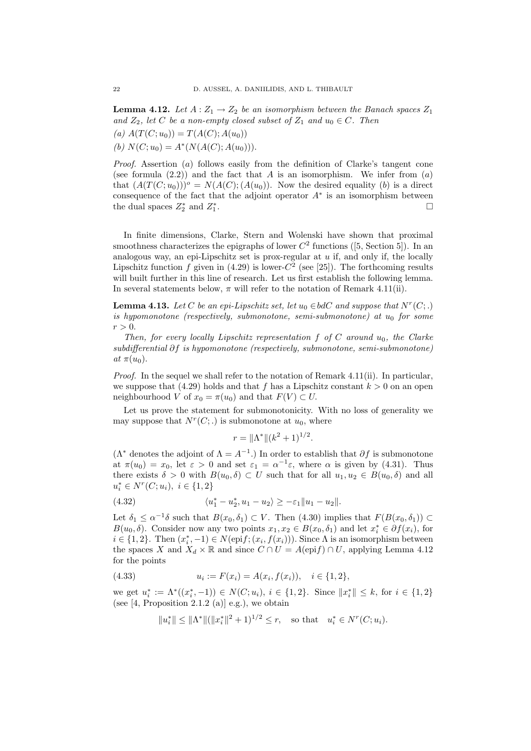**Lemma 4.12.** *Let $A : Z_1 \to Z_2$ be an isomorphism between the Banach spaces $Z_1$ and $Z_2$, let $C$ be a non-empty closed subset of $Z_1$ and $u_0 \in C$. Then*

*(a) $A(T(C; u_0)) = T(A(C); A(u_0))$*

*(b) $N(C; u_0) = A^*(N(A(C); A(u_0)))$.*

*Proof.* Assertion $(a)$ follows easily from the definition of Clarke's tangent cone (see formula (2.2)) and the fact that $A$ is an isomorphism. We infer from $(a)$ that $(A(T(C; u_0)))^o = N(A(C); (A(u_0))$. Now the desired equality $(b)$ is a direct consequence of the fact that the adjoint operator $A^*$ is an isomorphism between the dual spaces $Z_2^*$ and $Z_1^*$. □

In finite dimensions, Clarke, Stern and Wolenski have shown that proximal smoothness characterizes the epigraphs of lower $C^2$ functions ([5, Section 5]). In an analogous way, an epi-Lipschitz set is prox-regular at $u$ if, and only if, the locally Lipschitz function $f$ given in (4.29) is lower-$C^2$ (see [25]). The forthcoming results will built further in this line of research. Let us first establish the following lemma. In several statements below, $\pi$ will refer to the notation of Remark 4.11(ii).

**Lemma 4.13.** *Let $C$ be an epi-Lipschitz set, let $u_0 \in bdC$ and suppose that $N^r(C; .)$ is hypomonotone (respectively, submonotone, semi-submonotone) at $u_0$ for some $r > 0$.*

*Then, for every locally Lipschitz representation $f$ of $C$ around $u_0$, the Clarke subdifferential $\partial f$ is hypomonotone (respectively, submonotone, semi-submonotone) at $\pi(u_0)$.*

*Proof.* In the sequel we shall refer to the notation of Remark 4.11(ii). In particular, we suppose that (4.29) holds and that $f$ has a Lipschitz constant $k > 0$ on an open neighbourhood $V$ of $x_0 = \pi(u_0)$ and that $F(V) \subset U$.

Let us prove the statement for submonotonicity. With no loss of generality we may suppose that $N^r(C; .)$ is submonotone at $u_0$, where

$$r = \|\Lambda^*\|(k^2 + 1)^{1/2}.$$

($\Lambda^*$ denotes the adjoint of $\Lambda = A^{-1}$.) In order to establish that $\partial f$ is submonotone at $\pi(u_0) = x_0$, let $\varepsilon > 0$ and set $\varepsilon_1 = \alpha^{-1}\varepsilon$, where $\alpha$ is given by (4.31). Thus there exists $\delta > 0$ with $B(u_0, \delta) \subset U$ such that for all $u_1, u_2 \in B(u_0, \delta)$ and all $u_i^* \in N^r(C; u_i),\ i \in \{1, 2\}$

$$\langle u_1^* - u_2^*, u_1 - u_2 \rangle \geq -\varepsilon_1 \|u_1 - u_2\|. \tag{4.32}$$

Let $\delta_1 \leq \alpha^{-1}\delta$ such that $B(x_0, \delta_1) \subset V$. Then (4.30) implies that $F(B(x_0, \delta_1)) \subset B(u_0, \delta)$. Consider now any two points $x_1, x_2 \in B(x_0, \delta_1)$ and let $x_i^* \in \partial f(x_i)$, for $i \in \{1, 2\}$. Then $(x_i^*, -1) \in N(\text{epi} f; (x_i, f(x_i)))$. Since $\Lambda$ is an isomorphism between the spaces $X$ and $X_d \times \mathbb{R}$ and since $C \cap U = A(\text{epi} f) \cap U$, applying Lemma 4.12 for the points

$$u_i := F(x_i) = A(x_i, f(x_i)), \quad i \in \{1, 2\}, \tag{4.33}$$

we get $u_i^* := \Lambda^*((x_i^*, -1)) \in N(C; u_i),\ i \in \{1, 2\}$. Since $\|x_i^*\| \leq k$, for $i \in \{1, 2\}$ (see [4, Proposition 2.1.2 (a)] e.g.), we obtain

$$\|u_i^*\| \leq \|\Lambda^*\|(\|x_i^*\|^2 + 1)^{1/2} \leq r, \quad \text{so that} \quad u_i^* \in N^r(C; u_i).$$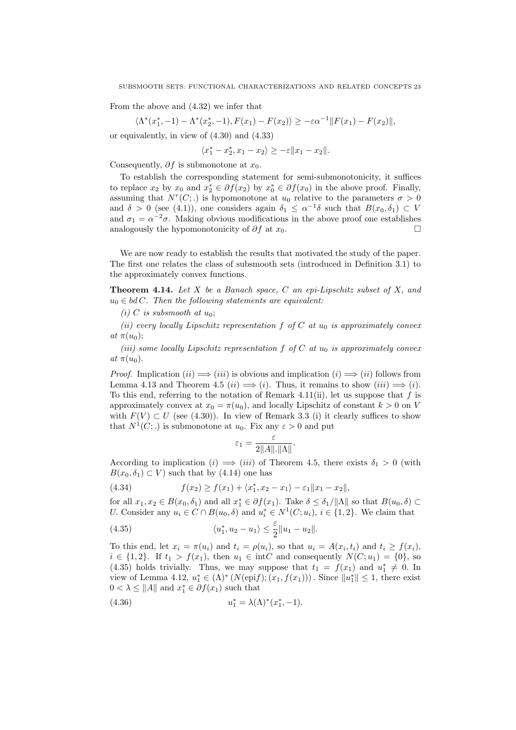From the above and (4.32) we infer that

$$\langle \Lambda^*(x_1^*, -1) - \Lambda^*(x_2^*, -1), F(x_1) - F(x_2)\rangle \geq -\varepsilon\alpha^{-1}\|F(x_1) - F(x_2)\|,$$

or equivalently, in view of (4.30) and (4.33)

$$\langle x_1^* - x_2^*, x_1 - x_2\rangle \geq -\varepsilon\|x_1 - x_2\|.$$

Consequently, $\partial f$ is submonotone at $x_0$.

To establish the corresponding statement for semi-submonotonicity, it suffices to replace $x_2$ by $x_0$ and $x_2^* \in \partial f(x_2)$ by $x_0^* \in \partial f(x_0)$ in the above proof. Finally, assuming that $N^r(C; .)$ is hypomonotone at $u_0$ relative to the parameters $\sigma > 0$ and $\delta > 0$ (see (4.1)), one considers again $\delta_1 \leq \alpha^{-1}\delta$ such that $B(x_0, \delta_1) \subset V$ and $\sigma_1 = \alpha^{-2}\sigma$. Making obvious modifications in the above proof one establishes analogously the hypomonotonicity of $\partial f$ at $x_0$. □

We are now ready to establish the results that motivated the study of the paper. The first one relates the class of subsmooth sets (introduced in Definition 3.1) to the approximately convex functions.

**Theorem 4.14.** *Let $X$ be a Banach space, $C$ an epi-Lipschitz subset of $X$, and $u_0 \in bd\, C$. Then the following statements are equivalent:*

*(i) $C$ is subsmooth at $u_0$;*

*(ii) every locally Lipschitz representation $f$ of $C$ at $u_0$ is approximately convex at $\pi(u_0)$;*

*(iii) some locally Lipschitz representation $f$ of $C$ at $u_0$ is approximately convex at $\pi(u_0)$.*

*Proof.* Implication $(ii) \Longrightarrow (iii)$ is obvious and implication $(i) \Longrightarrow (ii)$ follows from Lemma 4.13 and Theorem 4.5 $(ii) \Longrightarrow (i)$. Thus, it remains to show $(iii) \Longrightarrow (i)$. To this end, referring to the notation of Remark 4.11(ii), let us suppose that $f$ is approximately convex at $x_0 = \pi(u_0)$, and locally Lipschitz of constant $k > 0$ on $V$ with $F(V) \subset U$ (see (4.30)). In view of Remark 3.3 (i) it clearly suffices to show that $N^1(C; .)$ is submonotone at $u_0$. Fix any $\varepsilon > 0$ and put

$$\varepsilon_1 = \frac{\varepsilon}{2\|A\|.\|\Lambda\|}.$$

According to implication $(i) \Longrightarrow (iii)$ of Theorem 4.5, there exists $\delta_1 > 0$ (with $B(x_0, \delta_1) \subset V$) such that by (4.14) one has

$$f(x_2) \geq f(x_1) + \langle x_1^*, x_2 - x_1\rangle - \varepsilon_1\|x_1 - x_2\|, \tag{4.34}$$

for all $x_1, x_2 \in B(x_0, \delta_1)$ and all $x_1^* \in \partial f(x_1)$. Take $\delta \leq \delta_1/\|\Lambda\|$ so that $B(u_0, \delta) \subset U$. Consider any $u_i \in C \cap B(u_0, \delta)$ and $u_i^* \in N^1(C; u_i)$, $i \in \{1, 2\}$. We claim that

$$\langle u_1^*, u_2 - u_1\rangle \leq \frac{\varepsilon}{2}\|u_1 - u_2\|. \tag{4.35}$$

To this end, let $x_i = \pi(u_i)$ and $t_i = \rho(u_i)$, so that $u_i = A(x_i, t_i)$ and $t_i \geq f(x_i)$, $i \in \{1, 2\}$. If $t_1 > f(x_1)$, then $u_1 \in \operatorname{int} C$ and consequently $N(C; u_1) = \{0\}$, so (4.35) holds trivially. Thus, we may suppose that $t_1 = f(x_1)$ and $u_1^* \neq 0$. In view of Lemma 4.12, $u_1^* \in (\Lambda)^*\left(N(\operatorname{epi} f); (x_1, f(x_1))\right)$. Since $\|u_1^*\| \leq 1$, there exist $0 < \lambda \leq \|A\|$ and $x_1^* \in \partial f(x_1)$ such that

$$u_1^* = \lambda(\Lambda)^*(x_1^*, -1). \tag{4.36}$$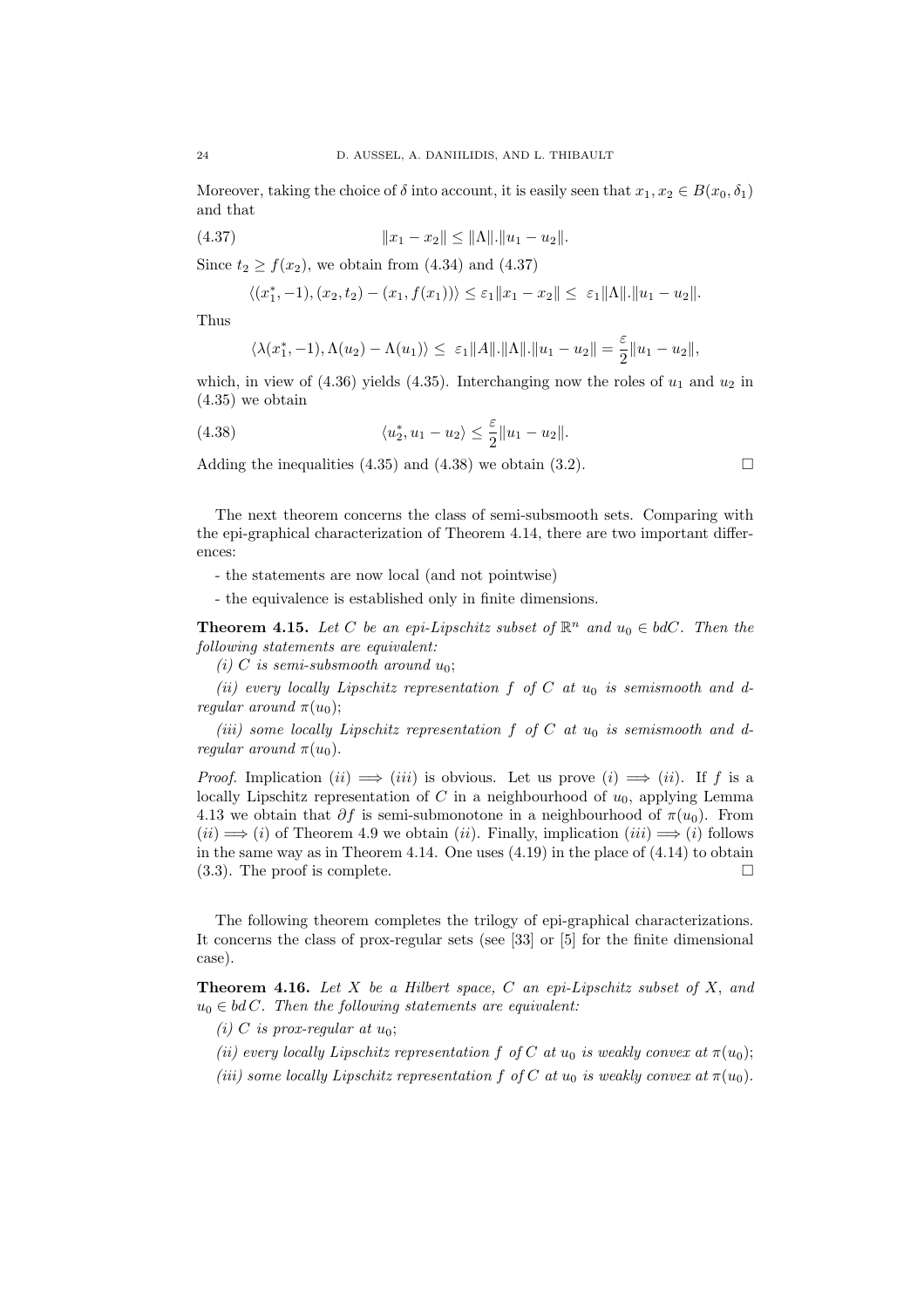Moreover, taking the choice of $\delta$ into account, it is easily seen that $x_1, x_2 \in B(x_0, \delta_1)$ and that

$$\|x_1 - x_2\| \le \|\Lambda\|.\|u_1 - u_2\|. \tag{4.37}$$

Since $t_2 \ge f(x_2)$, we obtain from (4.34) and (4.37)

$$\langle (x_1^*, -1), (x_2, t_2) - (x_1, f(x_1)) \rangle \le \varepsilon_1 \|x_1 - x_2\| \le \ \varepsilon_1 \|\Lambda\|.\|u_1 - u_2\|.$$

Thus

$$\langle \lambda(x_1^*, -1), \Lambda(u_2) - \Lambda(u_1) \rangle \le \ \varepsilon_1 \|A\|.\|\Lambda\|.\|u_1 - u_2\| = \frac{\varepsilon}{2}\|u_1 - u_2\|,$$

which, in view of (4.36) yields (4.35). Interchanging now the roles of $u_1$ and $u_2$ in (4.35) we obtain

$$\langle u_2^*, u_1 - u_2 \rangle \le \frac{\varepsilon}{2}\|u_1 - u_2\|. \tag{4.38}$$

Adding the inequalities (4.35) and (4.38) we obtain (3.2). □

The next theorem concerns the class of semi-subsmooth sets. Comparing with the epi-graphical characterization of Theorem 4.14, there are two important differences:

- the statements are now local (and not pointwise)

- the equivalence is established only in finite dimensions.

**Theorem 4.15.** *Let $C$ be an epi-Lipschitz subset of $\mathbb{R}^n$ and $u_0 \in bdC$. Then the following statements are equivalent:*

*(i) $C$ is semi-subsmooth around $u_0$;*

*(ii) every locally Lipschitz representation $f$ of $C$ at $u_0$ is semismooth and d-regular around $\pi(u_0)$;*

*(iii) some locally Lipschitz representation $f$ of $C$ at $u_0$ is semismooth and d-regular around $\pi(u_0)$.*

*Proof.* Implication $(ii) \Longrightarrow (iii)$ is obvious. Let us prove $(i) \Longrightarrow (ii)$. If $f$ is a locally Lipschitz representation of $C$ in a neighbourhood of $u_0$, applying Lemma 4.13 we obtain that $\partial f$ is semi-submonotone in a neighbourhood of $\pi(u_0)$. From $(ii) \Longrightarrow (i)$ of Theorem 4.9 we obtain $(ii)$. Finally, implication $(iii) \Longrightarrow (i)$ follows in the same way as in Theorem 4.14. One uses (4.19) in the place of (4.14) to obtain (3.3). The proof is complete. □

The following theorem completes the trilogy of epi-graphical characterizations. It concerns the class of prox-regular sets (see [33] or [5] for the finite dimensional case).

**Theorem 4.16.** *Let $X$ be a Hilbert space, $C$ an epi-Lipschitz subset of $X$, and $u_0 \in bd\,C$. Then the following statements are equivalent:*

*(i) $C$ is prox-regular at $u_0$;*

*(ii) every locally Lipschitz representation $f$ of $C$ at $u_0$ is weakly convex at $\pi(u_0)$;*

*(iii) some locally Lipschitz representation $f$ of $C$ at $u_0$ is weakly convex at $\pi(u_0)$.*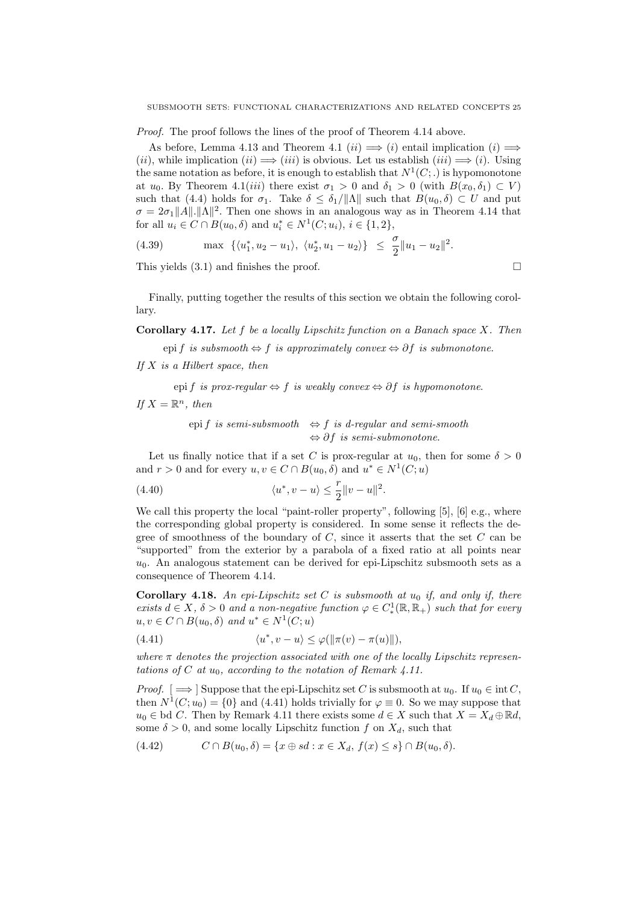*Proof.* The proof follows the lines of the proof of Theorem 4.14 above.

As before, Lemma 4.13 and Theorem 4.1 $(ii) \implies (i)$ entail implication $(i) \implies (ii)$, while implication $(ii) \implies (iii)$ is obvious. Let us establish $(iii) \implies (i)$. Using the same notation as before, it is enough to establish that $N^1(C;.)$ is hypomonotone at $u_0$. By Theorem 4.1$(iii)$ there exist $\sigma_1 > 0$ and $\delta_1 > 0$ (with $B(x_0, \delta_1) \subset V$) such that (4.4) holds for $\sigma_1$. Take $\delta \leq \delta_1/\|\Lambda\|$ such that $B(u_0, \delta) \subset U$ and put $\sigma = 2\sigma_1\|A\|.\|\Lambda\|^2$. Then one shows in an analogous way as in Theorem 4.14 that for all $u_i \in C \cap B(u_0, \delta)$ and $u_i^* \in N^1(C; u_i)$, $i \in \{1, 2\}$,

$$\max \ \{\langle u_1^*, u_2 - u_1\rangle, \ \langle u_2^*, u_1 - u_2\rangle\} \ \leq \ \frac{\sigma}{2}\|u_1 - u_2\|^2. \tag{4.39}$$

This yields (3.1) and finishes the proof. □

Finally, putting together the results of this section we obtain the following corollary.

**Corollary 4.17.** *Let $f$ be a locally Lipschitz function on a Banach space $X$. Then*

$$\text{epi}\, f \text{ is subsmooth} \Leftrightarrow f \text{ is approximately convex} \Leftrightarrow \partial f \text{ is submonotone.}$$

*If $X$ is a Hilbert space, then*

$$\text{epi}\, f \text{ is prox-regular} \Leftrightarrow f \text{ is weakly convex} \Leftrightarrow \partial f \text{ is hypomonotone.}$$

*If $X = \mathbb{R}^n$, then*

$$\begin{aligned} \text{epi}\, f \text{ is semi-subsmooth} \ &\Leftrightarrow f \text{ is d-regular and semi-smooth} \\ &\Leftrightarrow \partial f \text{ is semi-submonotone.} \end{aligned}$$

Let us finally notice that if a set $C$ is prox-regular at $u_0$, then for some $\delta > 0$ and $r > 0$ and for every $u, v \in C \cap B(u_0, \delta)$ and $u^* \in N^1(C; u)$

$$\langle u^*, v - u\rangle \leq \frac{r}{2}\|v - u\|^2. \tag{4.40}$$

We call this property the local "paint-roller property", following [5], [6] e.g., where the corresponding global property is considered. In some sense it reflects the degree of smoothness of the boundary of $C$, since it asserts that the set $C$ can be "supported" from the exterior by a parabola of a fixed ratio at all points near $u_0$. An analogous statement can be derived for epi-Lipschitz subsmooth sets as a consequence of Theorem 4.14.

**Corollary 4.18.** *An epi-Lipschitz set $C$ is subsmooth at $u_0$ if, and only if, there exists $d \in X$, $\delta > 0$ and a non-negative function $\varphi \in C^1_*(\mathbb{R}, \mathbb{R}_+)$ such that for every $u, v \in C \cap B(u_0, \delta)$ and $u^* \in N^1(C; u)$*

$$\langle u^*, v - u\rangle \leq \varphi(\|\pi(v) - \pi(u)\|), \tag{4.41}$$

*where $\pi$ denotes the projection associated with one of the locally Lipschitz representations of $C$ at $u_0$, according to the notation of Remark 4.11.*

*Proof.* [ $\implies$ ] Suppose that the epi-Lipschitz set $C$ is subsmooth at $u_0$. If $u_0 \in \text{int}\, C$, then $N^1(C; u_0) = \{0\}$ and (4.41) holds trivially for $\varphi \equiv 0$. So we may suppose that $u_0 \in \text{bd}\ C$. Then by Remark 4.11 there exists some $d \in X$ such that $X = X_d \oplus \mathbb{R}d$, some $\delta > 0$, and some locally Lipschitz function $f$ on $X_d$, such that

$$C \cap B(u_0, \delta) = \{x \oplus sd : x \in X_d, \ f(x) \leq s\} \cap B(u_0, \delta). \tag{4.42}$$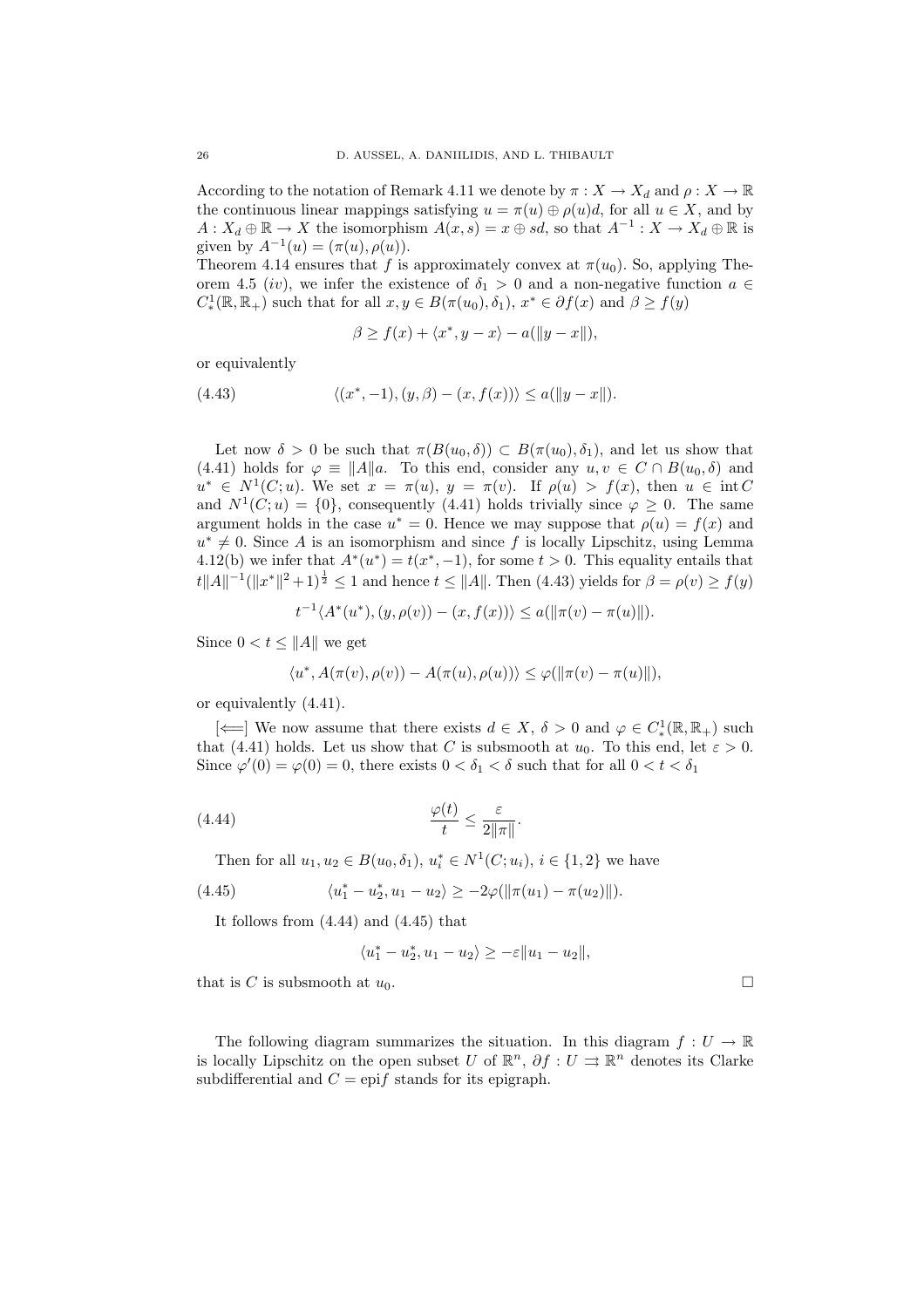According to the notation of Remark 4.11 we denote by $\pi : X \to X_d$ and $\rho : X \to \mathbb{R}$ the continuous linear mappings satisfying $u = \pi(u) \oplus \rho(u)d$, for all $u \in X$, and by $A : X_d \oplus \mathbb{R} \to X$ the isomorphism $A(x, s) = x \oplus sd$, so that $A^{-1} : X \to X_d \oplus \mathbb{R}$ is given by $A^{-1}(u) = (\pi(u), \rho(u))$.
Theorem 4.14 ensures that $f$ is approximately convex at $\pi(u_0)$. So, applying Theorem 4.5 $(iv)$, we infer the existence of $\delta_1 > 0$ and a non-negative function $a \in C^1_*(\mathbb{R}, \mathbb{R}_+)$ such that for all $x, y \in B(\pi(u_0), \delta_1)$, $x^* \in \partial f(x)$ and $\beta \geq f(y)$

$$\beta \geq f(x) + \langle x^*, y - x\rangle - a(\|y - x\|),$$

or equivalently

$$\langle (x^*, -1), (y, \beta) - (x, f(x))\rangle \leq a(\|y - x\|). \tag{4.43}$$

Let now $\delta > 0$ be such that $\pi(B(u_0, \delta)) \subset B(\pi(u_0), \delta_1)$, and let us show that (4.41) holds for $\varphi \equiv \|A\| a$. To this end, consider any $u, v \in C \cap B(u_0, \delta)$ and $u^* \in N^1(C; u)$. We set $x = \pi(u)$, $y = \pi(v)$. If $\rho(u) > f(x)$, then $u \in \operatorname{int} C$ and $N^1(C; u) = \{0\}$, consequently (4.41) holds trivially since $\varphi \geq 0$. The same argument holds in the case $u^* = 0$. Hence we may suppose that $\rho(u) = f(x)$ and $u^* \neq 0$. Since $A$ is an isomorphism and since $f$ is locally Lipschitz, using Lemma 4.12(b) we infer that $A^*(u^*) = t(x^*, -1)$, for some $t > 0$. This equality entails that $t\|A\|^{-1}(\|x^*\|^2 + 1)^{\frac{1}{2}} \leq 1$ and hence $t \leq \|A\|$. Then (4.43) yields for $\beta = \rho(v) \geq f(y)$

$$t^{-1}\langle A^*(u^*), (y, \rho(v)) - (x, f(x))\rangle \leq a(\|\pi(v) - \pi(u)\|).$$

Since $0 < t \leq \|A\|$ we get

$$\langle u^*, A(\pi(v), \rho(v)) - A(\pi(u), \rho(u))\rangle \leq \varphi(\|\pi(v) - \pi(u)\|),$$

or equivalently (4.41).

[$\Longleftarrow$] We now assume that there exists $d \in X$, $\delta > 0$ and $\varphi \in C^1_*(\mathbb{R}, \mathbb{R}_+)$ such that (4.41) holds. Let us show that $C$ is subsmooth at $u_0$. To this end, let $\varepsilon > 0$. Since $\varphi'(0) = \varphi(0) = 0$, there exists $0 < \delta_1 < \delta$ such that for all $0 < t < \delta_1$

$$\frac{\varphi(t)}{t} \leq \frac{\varepsilon}{2\|\pi\|}. \tag{4.44}$$

Then for all $u_1, u_2 \in B(u_0, \delta_1)$, $u_i^* \in N^1(C; u_i)$, $i \in \{1, 2\}$ we have

$$\langle u_1^* - u_2^*, u_1 - u_2\rangle \geq -2\varphi(\|\pi(u_1) - \pi(u_2)\|). \tag{4.45}$$

It follows from (4.44) and (4.45) that

$$\langle u_1^* - u_2^*, u_1 - u_2\rangle \geq -\varepsilon\|u_1 - u_2\|,$$

that is $C$ is subsmooth at $u_0$. $\square$

The following diagram summarizes the situation. In this diagram $f : U \to \mathbb{R}$ is locally Lipschitz on the open subset $U$ of $\mathbb{R}^n$, $\partial f : U \rightrightarrows \mathbb{R}^n$ denotes its Clarke subdifferential and $C = \operatorname{epi} f$ stands for its epigraph.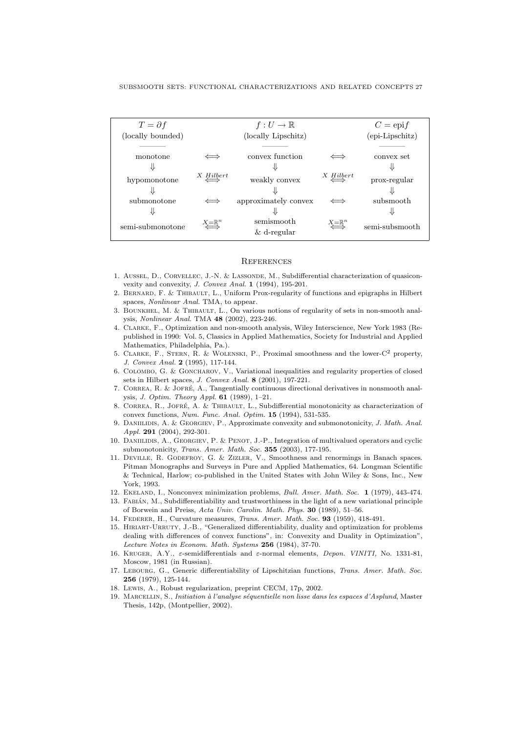| $T = \partial f$ (locally bounded) | | $f : U \to \mathbb{R}$ (locally Lipschitz) | | $C = \text{epi} f$ (epi-Lipschitz) |
|---|---|---|---|---|
| monotone | $\Longleftrightarrow$ | convex function | $\Longleftrightarrow$ | convex set |
| $\Downarrow$ | | $\Downarrow$ | | $\Downarrow$ |
| hypomonotone | $\overset{X\ Hilbert}{\Longleftrightarrow}$ | weakly convex | $\overset{X\ Hilbert}{\Longleftrightarrow}$ | prox-regular |
| $\Downarrow$ | | $\Downarrow$ | | $\Downarrow$ |
| submonotone | $\Longleftrightarrow$ | approximately convex | $\Longleftrightarrow$ | subsmooth |
| $\Downarrow$ | | $\Downarrow$ | | $\Downarrow$ |
| semi-submonotone | $\overset{X=\mathbb{R}^n}{\Longleftrightarrow}$ | semismooth & d-regular | $\overset{X=\mathbb{R}^n}{\Longleftrightarrow}$ | semi-subsmooth |

## References

1. Aussel, D., Corvellec, J.-N. & Lassonde, M., Subdifferential characterization of quasiconvexity and convexity, *J. Convex Anal.* **1** (1994), 195-201.
2. Bernard, F. & Thibault, L., Uniform Prox-regularity of functions and epigraphs in Hilbert spaces, *Nonlinear Anal.* TMA, to appear.
3. Bounkhel, M. & Thibault, L., On various notions of regularity of sets in non-smooth analysis, *Nonlinear Anal.* TMA **48** (2002), 223-246.
4. Clarke, F., Optimization and non-smooth analysis, Wiley Interscience, New York 1983 (Republished in 1990: Vol. 5, Classics in Applied Mathematics, Society for Industrial and Applied Mathematics, Philadelphia, Pa.).
5. Clarke, F., Stern, R. & Wolenski, P., Proximal smoothness and the lower-$C^2$ property, *J. Convex Anal.* **2** (1995), 117-144.
6. Colombo, G. & Goncharov, V., Variational inequalities and regularity properties of closed sets in Hilbert spaces, *J. Convex Anal.* **8** (2001), 197-221.
7. Correa, R. & Jofré, A., Tangentially continuous directional derivatives in nonsmooth analysis, *J. Optim. Theory Appl.* **61** (1989), 1–21.
8. Correa, R., Jofré, A. & Thibault, L., Subdifferential monotonicity as characterization of convex functions, *Num. Func. Anal. Optim.* **15** (1994), 531-535.
9. Daniilidis, A. & Georgiev, P., Approximate convexity and submonotonicity, *J. Math. Anal. Appl.* **291** (2004), 292-301.
10. Daniilidis, A., Georgiev, P. & Penot, J.-P., Integration of multivalued operators and cyclic submonotonicity, *Trans. Amer. Math. Soc.* **355** (2003), 177-195.
11. Deville, R. Godefroy, G. & Zizler, V., Smoothness and renormings in Banach spaces. Pitman Monographs and Surveys in Pure and Applied Mathematics, 64. Longman Scientific & Technical, Harlow; co-published in the United States with John Wiley & Sons, Inc., New York, 1993.
12. Ekeland, I., Nonconvex minimization problems, *Bull. Amer. Math. Soc.* **1** (1979), 443-474.
13. Fabián, M., Subdifferentiability and trustworthiness in the light of a new variational principle of Borwein and Preiss, *Acta Univ. Carolin. Math. Phys.* **30** (1989), 51–56.
14. Federer, H., Curvature measures, *Trans. Amer. Math. Soc.* **93** (1959), 418-491.
15. Hiriart-Urruty, J.-B., "Generalized differentiability, duality and optimization for problems dealing with differences of convex functions", in: Convexity and Duality in Optimization", *Lecture Notes in Econom. Math. Systems* **256** (1984), 37-70.
16. Kruger, A.Y., $\varepsilon$-semidifferentials and $\varepsilon$-normal elements, *Depon. VINITI,* No. 1331-81, Moscow, 1981 (in Russian).
17. Lebourg, G., Generic differentiability of Lipschitzian functions, *Trans. Amer. Math. Soc.* **256** (1979), 125-144.
18. Lewis, A., Robust regularization, preprint CECM, 17p, 2002.
19. Marcellin, S., *Initiation à l'analyse séquentielle non lisse dans les espaces d'Asplund*, Master Thesis, 142p, (Montpellier, 2002).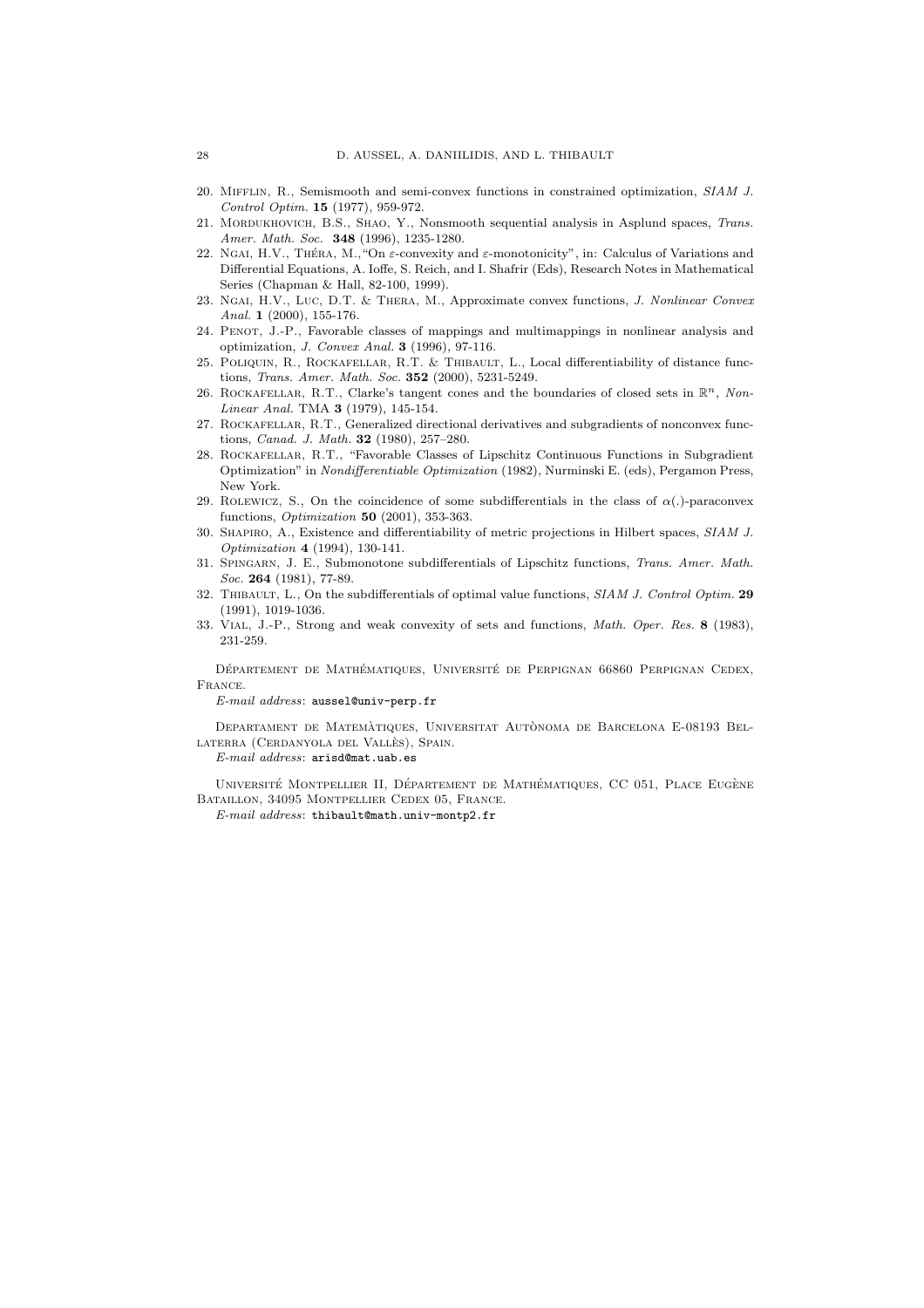20. Mifflin, R., Semismooth and semi-convex functions in constrained optimization, *SIAM J. Control Optim.* **15** (1977), 959-972.
21. Mordukhovich, B.S., Shao, Y., Nonsmooth sequential analysis in Asplund spaces, *Trans. Amer. Math. Soc.* **348** (1996), 1235-1280.
22. Ngai, H.V., Théra, M.,"On $\varepsilon$-convexity and $\varepsilon$-monotonicity", in: Calculus of Variations and Differential Equations, A. Ioffe, S. Reich, and I. Shafrir (Eds), Research Notes in Mathematical Series (Chapman & Hall, 82-100, 1999).
23. Ngai, H.V., Luc, D.T. & Thera, M., Approximate convex functions, *J. Nonlinear Convex Anal.* **1** (2000), 155-176.
24. Penot, J.-P., Favorable classes of mappings and multimappings in nonlinear analysis and optimization, *J. Convex Anal.* **3** (1996), 97-116.
25. Poliquin, R., Rockafellar, R.T. & Thibault, L., Local differentiability of distance functions, *Trans. Amer. Math. Soc.* **352** (2000), 5231-5249.
26. Rockafellar, R.T., Clarke's tangent cones and the boundaries of closed sets in $\mathbb{R}^n$, *Non-Linear Anal.* TMA **3** (1979), 145-154.
27. Rockafellar, R.T., Generalized directional derivatives and subgradients of nonconvex functions, *Canad. J. Math.* **32** (1980), 257–280.
28. Rockafellar, R.T., "Favorable Classes of Lipschitz Continuous Functions in Subgradient Optimization" in *Nondifferentiable Optimization* (1982), Nurminski E. (eds), Pergamon Press, New York.
29. Rolewicz, S., On the coincidence of some subdifferentials in the class of $\alpha(.)$-paraconvex functions, *Optimization* **50** (2001), 353-363.
30. Shapiro, A., Existence and differentiability of metric projections in Hilbert spaces, *SIAM J. Optimization* **4** (1994), 130-141.
31. Spingarn, J. E., Submonotone subdifferentials of Lipschitz functions, *Trans. Amer. Math. Soc.* **264** (1981), 77-89.
32. Thibault, L., On the subdifferentials of optimal value functions, *SIAM J. Control Optim.* **29** (1991), 1019-1036.
33. Vial, J.-P., Strong and weak convexity of sets and functions, *Math. Oper. Res.* **8** (1983), 231-259.

Département de Mathématiques, Université de Perpignan 66860 Perpignan Cedex, France.

*E-mail address*: aussel@univ-perp.fr

Departament de Matemàtiques, Universitat Autònoma de Barcelona E-08193 Bellaterra (Cerdanyola del Vallès), Spain.

*E-mail address*: arisd@mat.uab.es

Université Montpellier II, Département de Mathématiques, CC 051, Place Eugène Bataillon, 34095 Montpellier Cedex 05, France.

*E-mail address*: thibault@math.univ-montp2.fr